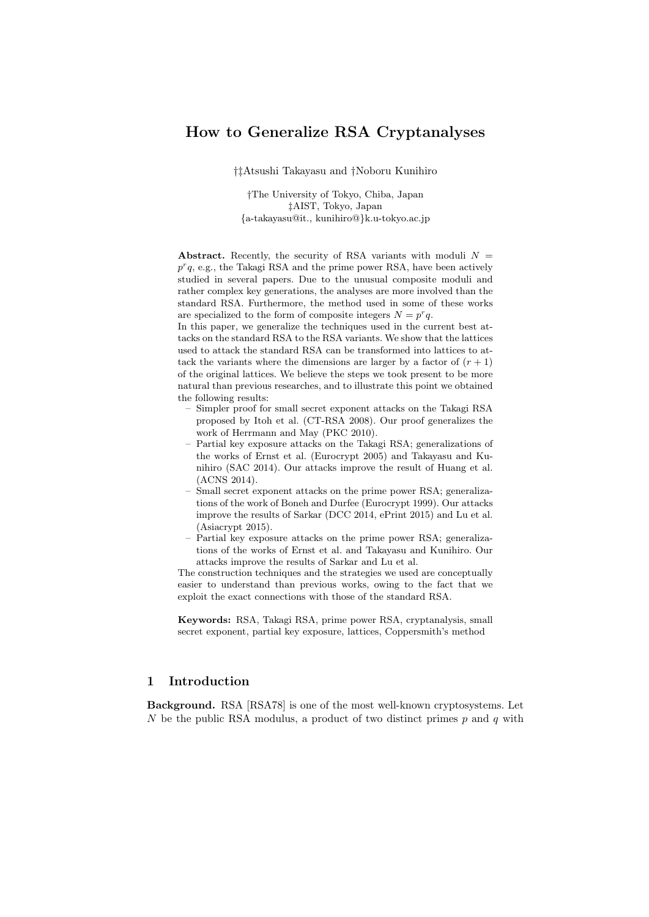# How to Generalize RSA Cryptanalyses

†‡Atsushi Takayasu and †Noboru Kunihiro

†The University of Tokyo, Chiba, Japan
‡AIST, Tokyo, Japan
{a-takayasu@it., kunihiro@}k.u-tokyo.ac.jp

**Abstract.** Recently, the security of RSA variants with moduli $N = p^r q$, e.g., the Takagi RSA and the prime power RSA, have been actively studied in several papers. Due to the unusual composite moduli and rather complex key generations, the analyses are more involved than the standard RSA. Furthermore, the method used in some of these works are specialized to the form of composite integers $N = p^r q$.
In this paper, we generalize the techniques used in the current best attacks on the standard RSA to the RSA variants. We show that the lattices used to attack the standard RSA can be transformed into lattices to attack the variants where the dimensions are larger by a factor of $(r + 1)$ of the original lattices. We believe the steps we took present to be more natural than previous researches, and to illustrate this point we obtained the following results:

- Simpler proof for small secret exponent attacks on the Takagi RSA proposed by Itoh et al. (CT-RSA 2008). Our proof generalizes the work of Herrmann and May (PKC 2010).
- Partial key exposure attacks on the Takagi RSA; generalizations of the works of Ernst et al. (Eurocrypt 2005) and Takayasu and Kunihiro (SAC 2014). Our attacks improve the result of Huang et al. (ACNS 2014).
- Small secret exponent attacks on the prime power RSA; generalizations of the work of Boneh and Durfee (Eurocrypt 1999). Our attacks improve the results of Sarkar (DCC 2014, ePrint 2015) and Lu et al. (Asiacrypt 2015).
- Partial key exposure attacks on the prime power RSA; generalizations of the works of Ernst et al. and Takayasu and Kunihiro. Our attacks improve the results of Sarkar and Lu et al.

The construction techniques and the strategies we used are conceptually easier to understand than previous works, owing to the fact that we exploit the exact connections with those of the standard RSA.

**Keywords:** RSA, Takagi RSA, prime power RSA, cryptanalysis, small secret exponent, partial key exposure, lattices, Coppersmith's method

## 1 Introduction

**Background.** RSA [RSA78] is one of the most well-known cryptosystems. Let $N$ be the public RSA modulus, a product of two distinct primes $p$ and $q$ with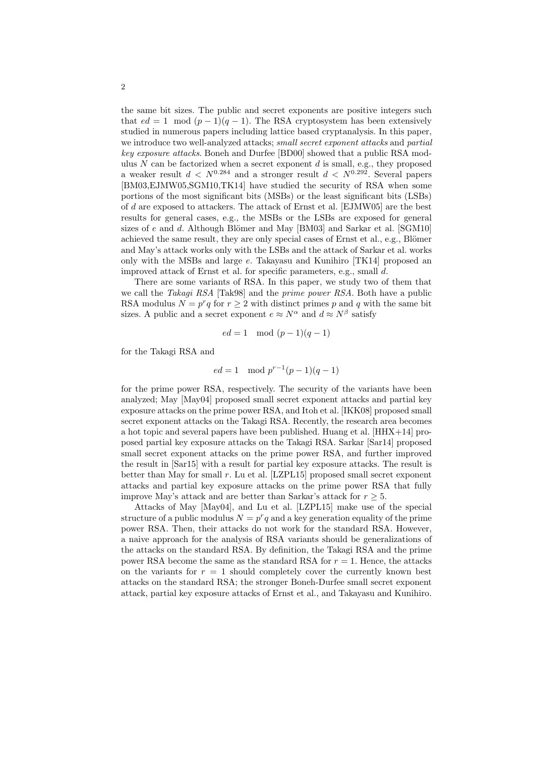the same bit sizes. The public and secret exponents are positive integers such that $ed = 1 \mod (p-1)(q-1)$. The RSA cryptosystem has been extensively studied in numerous papers including lattice based cryptanalysis. In this paper, we introduce two well-analyzed attacks; *small secret exponent attacks* and *partial key exposure attacks*. Boneh and Durfee [BD00] showed that a public RSA modulus $N$ can be factorized when a secret exponent $d$ is small, e.g., they proposed a weaker result $d < N^{0.284}$ and a stronger result $d < N^{0.292}$. Several papers [BM03,EJMW05,SGM10,TK14] have studied the security of RSA when some portions of the most significant bits (MSBs) or the least significant bits (LSBs) of $d$ are exposed to attackers. The attack of Ernst et al. [EJMW05] are the best results for general cases, e.g., the MSBs or the LSBs are exposed for general sizes of $e$ and $d$. Although Blömer and May [BM03] and Sarkar et al. [SGM10] achieved the same result, they are only special cases of Ernst et al., e.g., Blömer and May's attack works only with the LSBs and the attack of Sarkar et al. works only with the MSBs and large $e$. Takayasu and Kunihiro [TK14] proposed an improved attack of Ernst et al. for specific parameters, e.g., small $d$.

There are some variants of RSA. In this paper, we study two of them that we call the *Takagi RSA* [Tak98] and the *prime power RSA*. Both have a public RSA modulus $N = p^r q$ for $r \geq 2$ with distinct primes $p$ and $q$ with the same bit sizes. A public and a secret exponent $e \approx N^\alpha$ and $d \approx N^\beta$ satisfy

$$ed = 1 \mod (p-1)(q-1)$$

for the Takagi RSA and

$$ed = 1 \mod p^{r-1}(p-1)(q-1)$$

for the prime power RSA, respectively. The security of the variants have been analyzed; May [May04] proposed small secret exponent attacks and partial key exposure attacks on the prime power RSA, and Itoh et al. [IKK08] proposed small secret exponent attacks on the Takagi RSA. Recently, the research area becomes a hot topic and several papers have been published. Huang et al. [HHX+14] proposed partial key exposure attacks on the Takagi RSA. Sarkar [Sar14] proposed small secret exponent attacks on the prime power RSA, and further improved the result in [Sar15] with a result for partial key exposure attacks. The result is better than May for small $r$. Lu et al. [LZPL15] proposed small secret exponent attacks and partial key exposure attacks on the prime power RSA that fully improve May's attack and are better than Sarkar's attack for $r \geq 5$.

Attacks of May [May04], and Lu et al. [LZPL15] make use of the special structure of a public modulus $N = p^r q$ and a key generation equality of the prime power RSA. Then, their attacks do not work for the standard RSA. However, a naive approach for the analysis of RSA variants should be generalizations of the attacks on the standard RSA. By definition, the Takagi RSA and the prime power RSA become the same as the standard RSA for $r = 1$. Hence, the attacks on the variants for $r = 1$ should completely cover the currently known best attacks on the standard RSA; the stronger Boneh-Durfee small secret exponent attack, partial key exposure attacks of Ernst et al., and Takayasu and Kunihiro.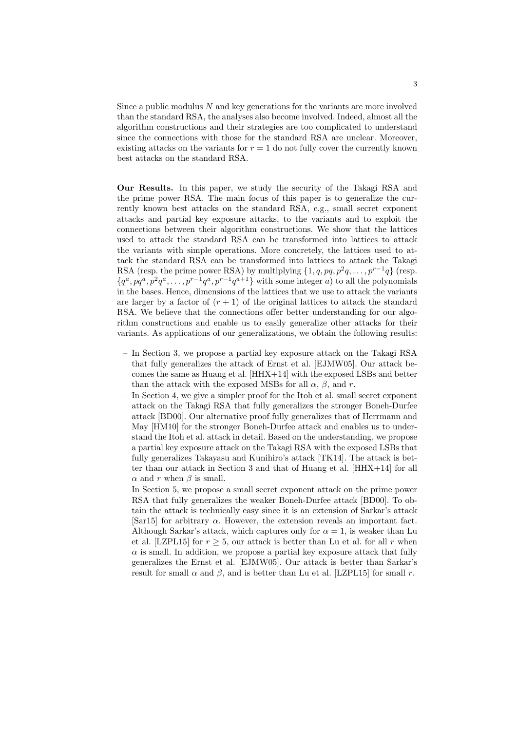Since a public modulus $N$ and key generations for the variants are more involved than the standard RSA, the analyses also become involved. Indeed, almost all the algorithm constructions and their strategies are too complicated to understand since the connections with those for the standard RSA are unclear. Moreover, existing attacks on the variants for $r = 1$ do not fully cover the currently known best attacks on the standard RSA.

**Our Results.** In this paper, we study the security of the Takagi RSA and the prime power RSA. The main focus of this paper is to generalize the currently known best attacks on the standard RSA, e.g., small secret exponent attacks and partial key exposure attacks, to the variants and to exploit the connections between their algorithm constructions. We show that the lattices used to attack the standard RSA can be transformed into lattices to attack the variants with simple operations. More concretely, the lattices used to attack the standard RSA can be transformed into lattices to attack the Takagi RSA (resp. the prime power RSA) by multiplying $\{1, q, pq, p^2q, \ldots, p^{r-1}q\}$ (resp. $\{q^a, pq^a, p^2q^a, \ldots, p^{r-1}q^a, p^{r-1}q^{a+1}\}$ with some integer $a$) to all the polynomials in the bases. Hence, dimensions of the lattices that we use to attack the variants are larger by a factor of $(r + 1)$ of the original lattices to attack the standard RSA. We believe that the connections offer better understanding for our algorithm constructions and enable us to easily generalize other attacks for their variants. As applications of our generalizations, we obtain the following results:

- In Section 3, we propose a partial key exposure attack on the Takagi RSA that fully generalizes the attack of Ernst et al. [EJMW05]. Our attack becomes the same as Huang et al. [HHX+14] with the exposed LSBs and better than the attack with the exposed MSBs for all $\alpha$, $\beta$, and $r$.
- In Section 4, we give a simpler proof for the Itoh et al. small secret exponent attack on the Takagi RSA that fully generalizes the stronger Boneh-Durfee attack [BD00]. Our alternative proof fully generalizes that of Herrmann and May [HM10] for the stronger Boneh-Durfee attack and enables us to understand the Itoh et al. attack in detail. Based on the understanding, we propose a partial key exposure attack on the Takagi RSA with the exposed LSBs that fully generalizes Takayasu and Kunihiro's attack [TK14]. The attack is better than our attack in Section 3 and that of Huang et al. [HHX+14] for all $\alpha$ and $r$ when $\beta$ is small.
- In Section 5, we propose a small secret exponent attack on the prime power RSA that fully generalizes the weaker Boneh-Durfee attack [BD00]. To obtain the attack is technically easy since it is an extension of Sarkar's attack [Sar15] for arbitrary $\alpha$. However, the extension reveals an important fact. Although Sarkar's attack, which captures only for $\alpha = 1$, is weaker than Lu et al. [LZPL15] for $r \geq 5$, our attack is better than Lu et al. for all $r$ when $\alpha$ is small. In addition, we propose a partial key exposure attack that fully generalizes the Ernst et al. [EJMW05]. Our attack is better than Sarkar's result for small $\alpha$ and $\beta$, and is better than Lu et al. [LZPL15] for small $r$.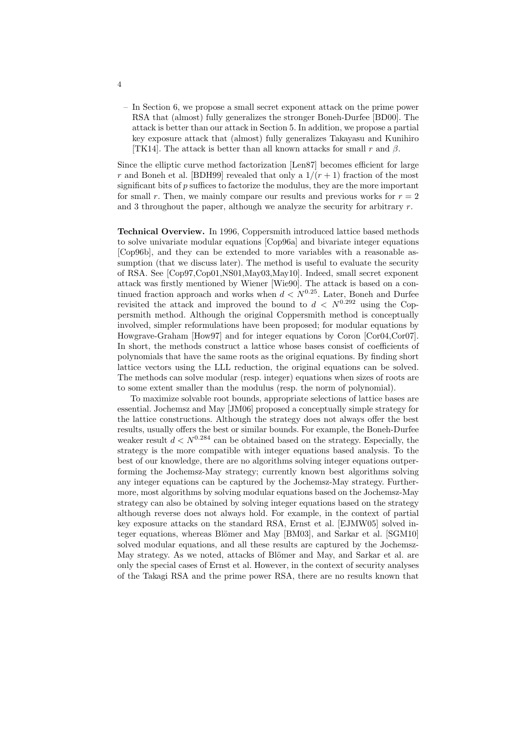– In Section 6, we propose a small secret exponent attack on the prime power RSA that (almost) fully generalizes the stronger Boneh-Durfee [BD00]. The attack is better than our attack in Section 5. In addition, we propose a partial key exposure attack that (almost) fully generalizes Takayasu and Kunihiro [TK14]. The attack is better than all known attacks for small $r$ and $\beta$.

Since the elliptic curve method factorization [Len87] becomes efficient for large $r$ and Boneh et al. [BDH99] revealed that only a $1/(r+1)$ fraction of the most significant bits of $p$ suffices to factorize the modulus, they are the more important for small $r$. Then, we mainly compare our results and previous works for $r = 2$ and 3 throughout the paper, although we analyze the security for arbitrary $r$.

**Technical Overview.** In 1996, Coppersmith introduced lattice based methods to solve univariate modular equations [Cop96a] and bivariate integer equations [Cop96b], and they can be extended to more variables with a reasonable assumption (that we discuss later). The method is useful to evaluate the security of RSA. See [Cop97,Cop01,NS01,May03,May10]. Indeed, small secret exponent attack was firstly mentioned by Wiener [Wie90]. The attack is based on a continued fraction approach and works when $d < N^{0.25}$. Later, Boneh and Durfee revisited the attack and improved the bound to $d < N^{0.292}$ using the Coppersmith method. Although the original Coppersmith method is conceptually involved, simpler reformulations have been proposed; for modular equations by Howgrave-Graham [How97] and for integer equations by Coron [Cor04,Cor07]. In short, the methods construct a lattice whose bases consist of coefficients of polynomials that have the same roots as the original equations. By finding short lattice vectors using the LLL reduction, the original equations can be solved. The methods can solve modular (resp. integer) equations when sizes of roots are to some extent smaller than the modulus (resp. the norm of polynomial).

To maximize solvable root bounds, appropriate selections of lattice bases are essential. Jochemsz and May [JM06] proposed a conceptually simple strategy for the lattice constructions. Although the strategy does not always offer the best results, usually offers the best or similar bounds. For example, the Boneh-Durfee weaker result $d < N^{0.284}$ can be obtained based on the strategy. Especially, the strategy is the more compatible with integer equations based analysis. To the best of our knowledge, there are no algorithms solving integer equations outperforming the Jochemsz-May strategy; currently known best algorithms solving any integer equations can be captured by the Jochemsz-May strategy. Furthermore, most algorithms by solving modular equations based on the Jochemsz-May strategy can also be obtained by solving integer equations based on the strategy although reverse does not always hold. For example, in the context of partial key exposure attacks on the standard RSA, Ernst et al. [EJMW05] solved integer equations, whereas Blömer and May [BM03], and Sarkar et al. [SGM10] solved modular equations, and all these results are captured by the Jochemsz-May strategy. As we noted, attacks of Blömer and May, and Sarkar et al. are only the special cases of Ernst et al. However, in the context of security analyses of the Takagi RSA and the prime power RSA, there are no results known that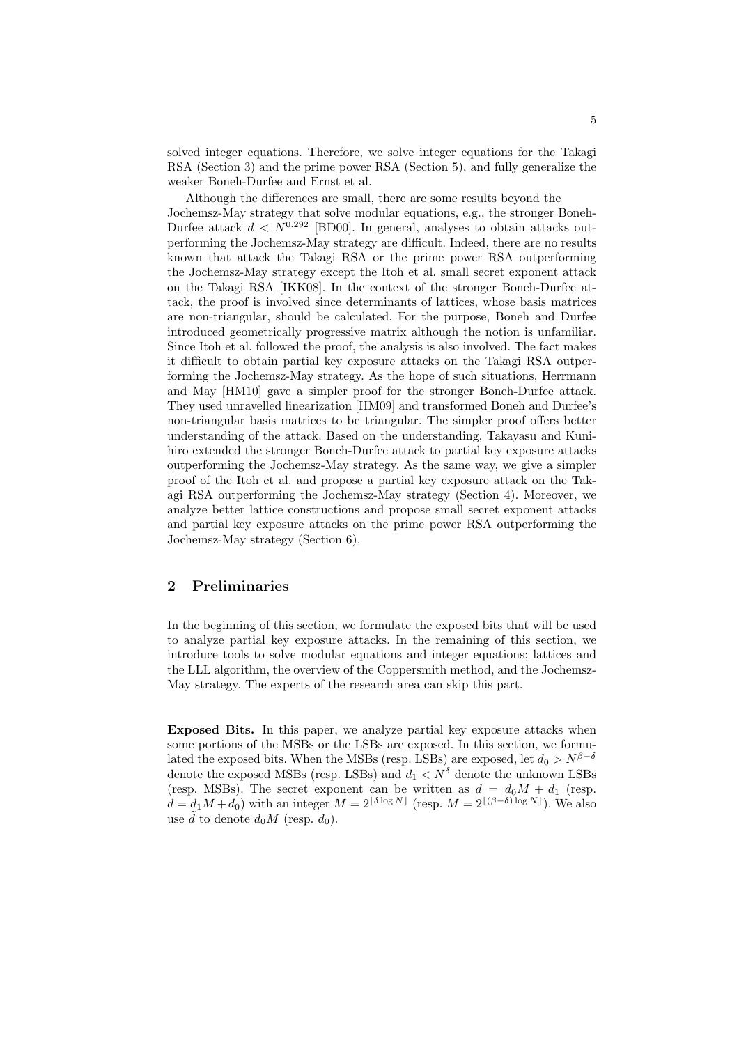solved integer equations. Therefore, we solve integer equations for the Takagi RSA (Section 3) and the prime power RSA (Section 5), and fully generalize the weaker Boneh-Durfee and Ernst et al.

Although the differences are small, there are some results beyond the Jochemsz-May strategy that solve modular equations, e.g., the stronger Boneh-Durfee attack $d < N^{0.292}$ [BD00]. In general, analyses to obtain attacks outperforming the Jochemsz-May strategy are difficult. Indeed, there are no results known that attack the Takagi RSA or the prime power RSA outperforming the Jochemsz-May strategy except the Itoh et al. small secret exponent attack on the Takagi RSA [IKK08]. In the context of the stronger Boneh-Durfee attack, the proof is involved since determinants of lattices, whose basis matrices are non-triangular, should be calculated. For the purpose, Boneh and Durfee introduced geometrically progressive matrix although the notion is unfamiliar. Since Itoh et al. followed the proof, the analysis is also involved. The fact makes it difficult to obtain partial key exposure attacks on the Takagi RSA outperforming the Jochemsz-May strategy. As the hope of such situations, Herrmann and May [HM10] gave a simpler proof for the stronger Boneh-Durfee attack. They used unravelled linearization [HM09] and transformed Boneh and Durfee's non-triangular basis matrices to be triangular. The simpler proof offers better understanding of the attack. Based on the understanding, Takayasu and Kunihiro extended the stronger Boneh-Durfee attack to partial key exposure attacks outperforming the Jochemsz-May strategy. As the same way, we give a simpler proof of the Itoh et al. and propose a partial key exposure attack on the Takagi RSA outperforming the Jochemsz-May strategy (Section 4). Moreover, we analyze better lattice constructions and propose small secret exponent attacks and partial key exposure attacks on the prime power RSA outperforming the Jochemsz-May strategy (Section 6).

## 2 Preliminaries

In the beginning of this section, we formulate the exposed bits that will be used to analyze partial key exposure attacks. In the remaining of this section, we introduce tools to solve modular equations and integer equations; lattices and the LLL algorithm, the overview of the Coppersmith method, and the Jochemsz-May strategy. The experts of the research area can skip this part.

**Exposed Bits.** In this paper, we analyze partial key exposure attacks when some portions of the MSBs or the LSBs are exposed. In this section, we formulated the exposed bits. When the MSBs (resp. LSBs) are exposed, let $d_0 > N^{\beta-\delta}$ denote the exposed MSBs (resp. LSBs) and $d_1 < N^{\delta}$ denote the unknown LSBs (resp. MSBs). The secret exponent can be written as $d = d_0 M + d_1$ (resp. $d = d_1 M + d_0$) with an integer $M = 2^{\lfloor \delta \log N \rfloor}$ (resp. $M = 2^{\lfloor (\beta-\delta) \log N \rfloor}$). We also use $\tilde{d}$ to denote $d_0 M$ (resp. $d_0$).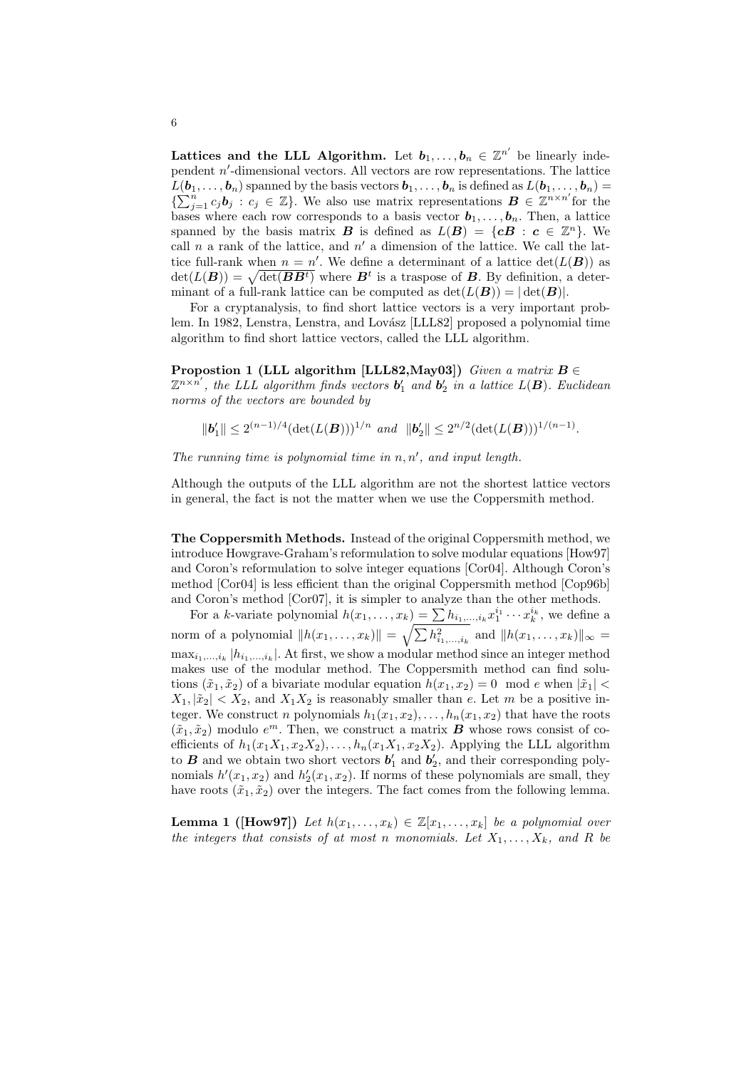**Lattices and the LLL Algorithm.** Let $\boldsymbol{b}_1, \ldots, \boldsymbol{b}_n \in \mathbb{Z}^{n'}$ be linearly independent $n'$-dimensional vectors. All vectors are row representations. The lattice $L(\boldsymbol{b}_1, \ldots, \boldsymbol{b}_n)$ spanned by the basis vectors $\boldsymbol{b}_1, \ldots, \boldsymbol{b}_n$ is defined as $L(\boldsymbol{b}_1, \ldots, \boldsymbol{b}_n) = \{\sum_{j=1}^{n} c_j \boldsymbol{b}_j : c_j \in \mathbb{Z}\}$. We also use matrix representations $\boldsymbol{B} \in \mathbb{Z}^{n \times n'}$ for the bases where each row corresponds to a basis vector $\boldsymbol{b}_1, \ldots, \boldsymbol{b}_n$. Then, a lattice spanned by the basis matrix $\boldsymbol{B}$ is defined as $L(\boldsymbol{B}) = \{\boldsymbol{c}\boldsymbol{B} : \boldsymbol{c} \in \mathbb{Z}^n\}$. We call $n$ a rank of the lattice, and $n'$ a dimension of the lattice. We call the lattice full-rank when $n = n'$. We define a determinant of a lattice $\det(L(\boldsymbol{B}))$ as $\det(L(\boldsymbol{B})) = \sqrt{\det(\boldsymbol{B}\boldsymbol{B}^t)}$ where $\boldsymbol{B}^t$ is a traspose of $\boldsymbol{B}$. By definition, a determinant of a full-rank lattice can be computed as $\det(L(\boldsymbol{B})) = |\det(\boldsymbol{B})|$.

For a cryptanalysis, to find short lattice vectors is a very important problem. In 1982, Lenstra, Lenstra, and Lovász [LLL82] proposed a polynomial time algorithm to find short lattice vectors, called the LLL algorithm.

**Propostion 1 (LLL algorithm [LLL82,May03])** *Given a matrix $\boldsymbol{B} \in \mathbb{Z}^{n \times n'}$, the LLL algorithm finds vectors $\boldsymbol{b}'_1$ and $\boldsymbol{b}'_2$ in a lattice $L(\boldsymbol{B})$. Euclidean norms of the vectors are bounded by*

$$\|\boldsymbol{b}'_1\| \leq 2^{(n-1)/4}(\det(L(\boldsymbol{B})))^{1/n} \text{ and } \|\boldsymbol{b}'_2\| \leq 2^{n/2}(\det(L(\boldsymbol{B})))^{1/(n-1)}.$$

*The running time is polynomial time in $n, n'$, and input length.*

Although the outputs of the LLL algorithm are not the shortest lattice vectors in general, the fact is not the matter when we use the Coppersmith method.

**The Coppersmith Methods.** Instead of the original Coppersmith method, we introduce Howgrave-Graham's reformulation to solve modular equations [How97] and Coron's reformulation to solve integer equations [Cor04]. Although Coron's method [Cor04] is less efficient than the original Coppersmith method [Cop96b] and Coron's method [Cor07], it is simpler to analyze than the other methods.

For a $k$-variate polynomial $h(x_1, \ldots, x_k) = \sum h_{i_1,\ldots,i_k} x_1^{i_1} \cdots x_k^{i_k}$, we define a norm of a polynomial $\|h(x_1, \ldots, x_k)\| = \sqrt{\sum h_{i_1,\ldots,i_k}^2}$ and $\|h(x_1, \ldots, x_k)\|_\infty = \max_{i_1,\ldots,i_k} |h_{i_1,\ldots,i_k}|$. At first, we show a modular method since an integer method makes use of the modular method. The Coppersmith method can find solutions $(\tilde{x}_1, \tilde{x}_2)$ of a bivariate modular equation $h(x_1, x_2) = 0 \mod e$ when $|\tilde{x}_1| < X_1, |\tilde{x}_2| < X_2$, and $X_1 X_2$ is reasonably smaller than $e$. Let $m$ be a positive integer. We construct $n$ polynomials $h_1(x_1, x_2), \ldots, h_n(x_1, x_2)$ that have the roots $(\tilde{x}_1, \tilde{x}_2)$ modulo $e^m$. Then, we construct a matrix $\boldsymbol{B}$ whose rows consist of coefficients of $h_1(x_1 X_1, x_2 X_2), \ldots, h_n(x_1 X_1, x_2 X_2)$. Applying the LLL algorithm to $\boldsymbol{B}$ and we obtain two short vectors $\boldsymbol{b}'_1$ and $\boldsymbol{b}'_2$, and their corresponding polynomials $h'(x_1, x_2)$ and $h'_2(x_1, x_2)$. If norms of these polynomials are small, they have roots $(\tilde{x}_1, \tilde{x}_2)$ over the integers. The fact comes from the following lemma.

**Lemma 1 ([How97])** *Let $h(x_1, \ldots, x_k) \in \mathbb{Z}[x_1, \ldots, x_k]$ be a polynomial over the integers that consists of at most $n$ monomials. Let $X_1, \ldots, X_k$, and $R$ be*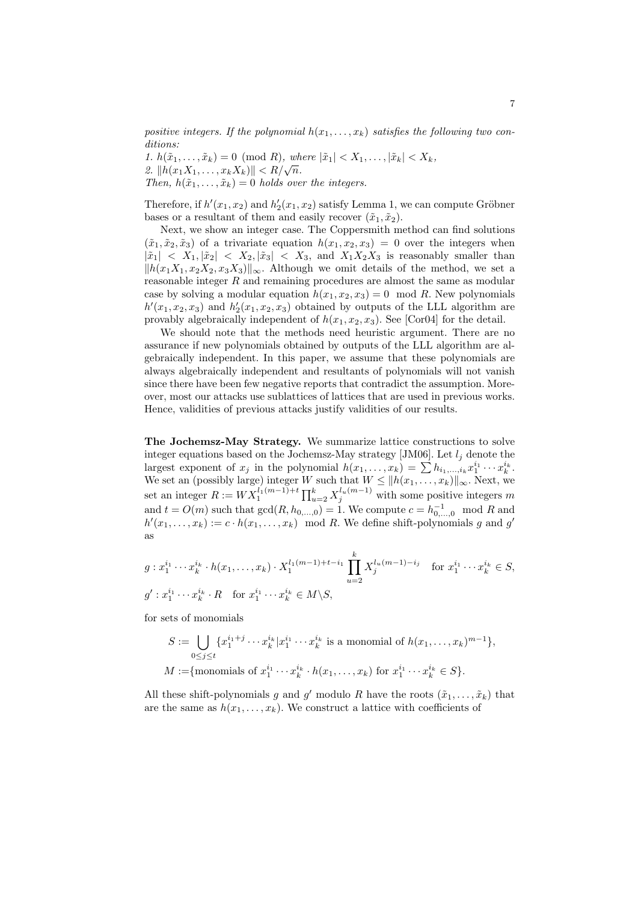*positive integers. If the polynomial $h(x_1, \ldots, x_k)$ satisfies the following two conditions:*
*1. $h(\tilde{x}_1, \ldots, \tilde{x}_k) = 0 \pmod{R}$, where $|\tilde{x}_1| < X_1, \ldots, |\tilde{x}_k| < X_k$,*
*2. $\|h(x_1X_1, \ldots, x_kX_k)\| < R/\sqrt{n}$.*
*Then, $h(\tilde{x}_1, \ldots, \tilde{x}_k) = 0$ holds over the integers.*

Therefore, if $h'(x_1, x_2)$ and $h'_2(x_1, x_2)$ satisfy Lemma 1, we can compute Gröbner bases or a resultant of them and easily recover $(\tilde{x}_1, \tilde{x}_2)$.

Next, we show an integer case. The Coppersmith method can find solutions $(\tilde{x}_1, \tilde{x}_2, \tilde{x}_3)$ of a trivariate equation $h(x_1, x_2, x_3) = 0$ over the integers when $|\tilde{x}_1| < X_1, |\tilde{x}_2| < X_2, |\tilde{x}_3| < X_3$, and $X_1X_2X_3$ is reasonably smaller than $\|h(x_1X_1, x_2X_2, x_3X_3)\|_\infty$. Although we omit details of the method, we set a reasonable integer $R$ and remaining procedures are almost the same as modular case by solving a modular equation $h(x_1, x_2, x_3) = 0 \mod R$. New polynomials $h'(x_1, x_2, x_3)$ and $h'_2(x_1, x_2, x_3)$ obtained by outputs of the LLL algorithm are provably algebraically independent of $h(x_1, x_2, x_3)$. See [Cor04] for the detail.

We should note that the methods need heuristic argument. There are no assurance if new polynomials obtained by outputs of the LLL algorithm are algebraically independent. In this paper, we assume that these polynomials are always algebraically independent and resultants of polynomials will not vanish since there have been few negative reports that contradict the assumption. Moreover, most our attacks use sublattices of lattices that are used in previous works. Hence, validities of previous attacks justify validities of our results.

**The Jochemsz-May Strategy.** We summarize lattice constructions to solve integer equations based on the Jochemsz-May strategy [JM06]. Let $l_j$ denote the largest exponent of $x_j$ in the polynomial $h(x_1, \ldots, x_k) = \sum h_{i_1,\ldots,i_k} x_1^{i_1} \cdots x_k^{i_k}$. We set an (possibly large) integer $W$ such that $W \leq \|h(x_1, \ldots, x_k)\|_\infty$. Next, we set an integer $R := W X_1^{l_1(m-1)+t} \prod_{u=2}^{k} X_j^{l_u(m-1)}$ with some positive integers $m$ and $t = O(m)$ such that $\gcd(R, h_{0,\ldots,0}) = 1$. We compute $c = h_{0,\ldots,0}^{-1} \mod R$ and $h'(x_1, \ldots, x_k) := c \cdot h(x_1, \ldots, x_k) \mod R$. We define shift-polynomials $g$ and $g'$ as

$$g : x_1^{i_1} \cdots x_k^{i_k} \cdot h(x_1, \ldots, x_k) \cdot X_1^{l_1(m-1)+t-i_1} \prod_{u=2}^{k} X_j^{l_u(m-1)-i_j} \quad \text{for } x_1^{i_1} \cdots x_k^{i_k} \in S,$$

$$g' : x_1^{i_1} \cdots x_k^{i_k} \cdot R \quad \text{for } x_1^{i_1} \cdots x_k^{i_k} \in M \backslash S,$$

for sets of monomials

$$S := \bigcup_{0 \leq j \leq t} \{x_1^{i_1+j} \cdots x_k^{i_k} | x_1^{i_1} \cdots x_k^{i_k} \text{ is a monomial of } h(x_1, \ldots, x_k)^{m-1}\},$$

$$M := \{\text{monomials of } x_1^{i_1} \cdots x_k^{i_k} \cdot h(x_1, \ldots, x_k) \text{ for } x_1^{i_1} \cdots x_k^{i_k} \in S\}.$$

All these shift-polynomials $g$ and $g'$ modulo $R$ have the roots $(\tilde{x}_1, \ldots, \tilde{x}_k)$ that are the same as $h(x_1, \ldots, x_k)$. We construct a lattice with coefficients of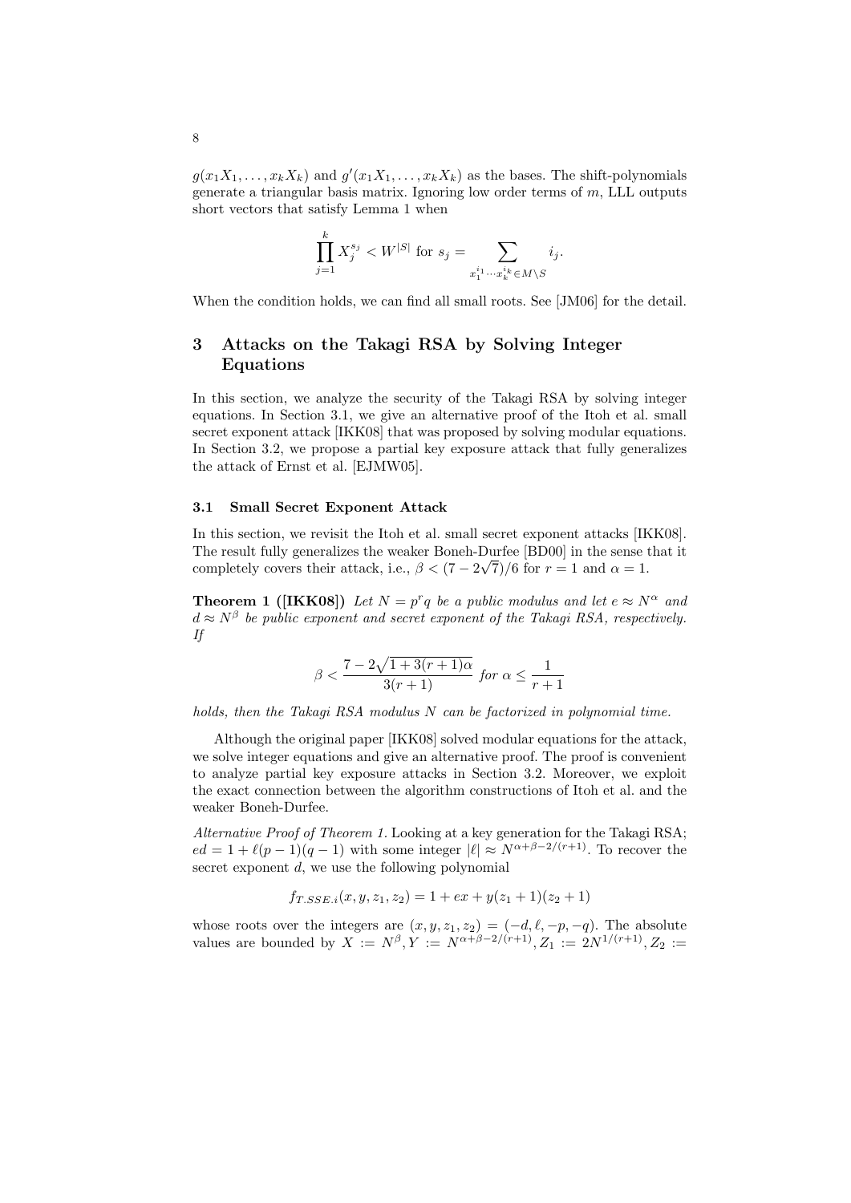$g(x_1X_1, \ldots, x_kX_k)$ and $g'(x_1X_1, \ldots, x_kX_k)$ as the bases. The shift-polynomials generate a triangular basis matrix. Ignoring low order terms of $m$, LLL outputs short vectors that satisfy Lemma 1 when

$$\prod_{j=1}^{k} X_j^{s_j} < W^{|S|} \text{ for } s_j = \sum_{x_1^{i_1} \cdots x_k^{i_k} \in M \setminus S} i_j.$$

When the condition holds, we can find all small roots. See [JM06] for the detail.

## 3 Attacks on the Takagi RSA by Solving Integer Equations

In this section, we analyze the security of the Takagi RSA by solving integer equations. In Section 3.1, we give an alternative proof of the Itoh et al. small secret exponent attack [IKK08] that was proposed by solving modular equations. In Section 3.2, we propose a partial key exposure attack that fully generalizes the attack of Ernst et al. [EJMW05].

### 3.1 Small Secret Exponent Attack

In this section, we revisit the Itoh et al. small secret exponent attacks [IKK08]. The result fully generalizes the weaker Boneh-Durfee [BD00] in the sense that it completely covers their attack, i.e., $\beta < (7 - 2\sqrt{7})/6$ for $r = 1$ and $\alpha = 1$.

**Theorem 1 ([IKK08])** *Let $N = p^r q$ be a public modulus and let $e \approx N^\alpha$ and $d \approx N^\beta$ be public exponent and secret exponent of the Takagi RSA, respectively. If*

$$\beta < \frac{7 - 2\sqrt{1 + 3(r+1)\alpha}}{3(r+1)} \text{ for } \alpha \leq \frac{1}{r+1}$$

*holds, then the Takagi RSA modulus $N$ can be factorized in polynomial time.*

Although the original paper [IKK08] solved modular equations for the attack, we solve integer equations and give an alternative proof. The proof is convenient to analyze partial key exposure attacks in Section 3.2. Moreover, we exploit the exact connection between the algorithm constructions of Itoh et al. and the weaker Boneh-Durfee.

*Alternative Proof of Theorem 1.* Looking at a key generation for the Takagi RSA; $ed = 1 + \ell(p-1)(q-1)$ with some integer $|\ell| \approx N^{\alpha+\beta-2/(r+1)}$. To recover the secret exponent $d$, we use the following polynomial

$$f_{T.SSE.i}(x, y, z_1, z_2) = 1 + ex + y(z_1 + 1)(z_2 + 1)$$

whose roots over the integers are $(x, y, z_1, z_2) = (-d, \ell, -p, -q)$. The absolute values are bounded by $X := N^\beta, Y := N^{\alpha+\beta-2/(r+1)}, Z_1 := 2N^{1/(r+1)}, Z_2 :=$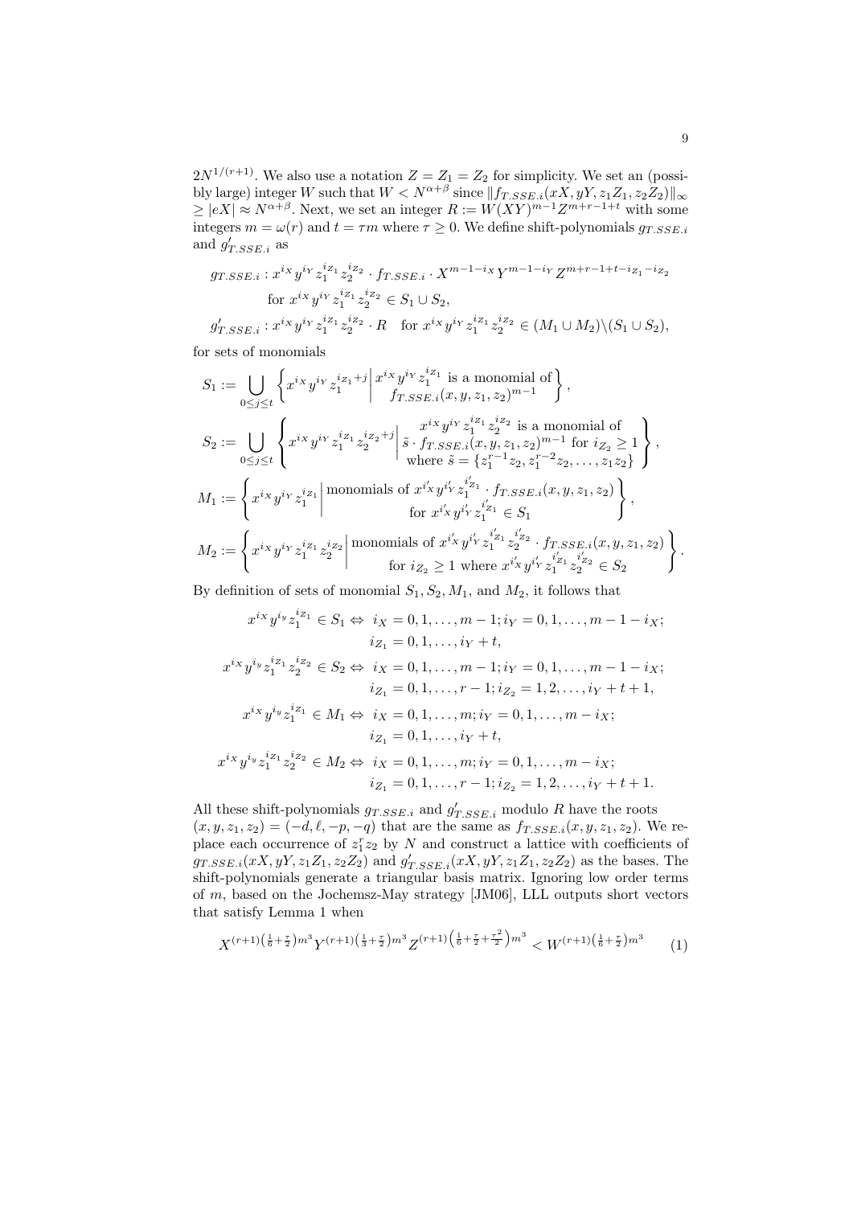$2N^{1/(r+1)}$. We also use a notation $Z = Z_1 = Z_2$ for simplicity. We set an (possibly large) integer $W$ such that $W < N^{\alpha+\beta}$ since $\|f_{T.SSE.i}(xX, yY, z_1Z_1, z_2Z_2)\|_\infty \geq |eX| \approx N^{\alpha+\beta}$. Next, we set an integer $R := W(XY)^{m-1}Z^{m+r-1+t}$ with some integers $m = \omega(r)$ and $t = \tau m$ where $\tau \geq 0$. We define shift-polynomials $g_{T.SSE.i}$ and $g'_{T.SSE.i}$ as

$$
\begin{aligned}
g_{T.SSE.i} &: x^{i_X} y^{i_Y} z_1^{i_{Z_1}} z_2^{i_{Z_2}} \cdot f_{T.SSE.i} \cdot X^{m-1-i_X} Y^{m-1-i_Y} Z^{m+r-1+t-i_{Z_1}-i_{Z_2}} \\
&\quad \text{for } x^{i_X} y^{i_Y} z_1^{i_{Z_1}} z_2^{i_{Z_2}} \in S_1 \cup S_2, \\
g'_{T.SSE.i} &: x^{i_X} y^{i_Y} z_1^{i_{Z_1}} z_2^{i_{Z_2}} \cdot R \quad \text{for } x^{i_X} y^{i_Y} z_1^{i_{Z_1}} z_2^{i_{Z_2}} \in (M_1 \cup M_2) \backslash (S_1 \cup S_2),
\end{aligned}
$$

for sets of monomials

$$
S_1 := \bigcup_{0 \leq j \leq t} \left\{ x^{i_X} y^{i_Y} z_1^{i_{Z_1}+j} \,\middle|\, \begin{array}{c} x^{i_X} y^{i_Y} z_1^{i_{Z_1}} \text{ is a monomial of} \\ f_{T.SSE.i}(x, y, z_1, z_2)^{m-1} \end{array} \right\},
$$

$$
S_2 := \bigcup_{0 \leq j \leq t} \left\{ x^{i_X} y^{i_Y} z_1^{i_{Z_1}} z_2^{i_{Z_2}+j} \,\middle|\, \begin{array}{c} x^{i_X} y^{i_Y} z_1^{i_{Z_1}} z_2^{i_{Z_2}} \text{ is a monomial of} \\ \tilde{s} \cdot f_{T.SSE.i}(x, y, z_1, z_2)^{m-1} \text{ for } i_{Z_2} \geq 1 \\ \text{where } \tilde{s} = \{z_1^{r-1}z_2, z_1^{r-2}z_2, \ldots, z_1 z_2\} \end{array} \right\},
$$

$$
M_1 := \left\{ x^{i_X} y^{i_Y} z_1^{i_{Z_1}} \,\middle|\, \begin{array}{c} \text{monomials of } x^{i'_X} y^{i'_Y} z_1^{i'_{Z_1}} \cdot f_{T.SSE.i}(x, y, z_1, z_2) \\ \text{for } x^{i'_X} y^{i'_Y} z_1^{i'_{Z_1}} \in S_1 \end{array} \right\},
$$

$$
M_2 := \left\{ x^{i_X} y^{i_Y} z_1^{i_{Z_1}} z_2^{i_{Z_2}} \,\middle|\, \begin{array}{c} \text{monomials of } x^{i'_X} y^{i'_Y} z_1^{i'_{Z_1}} z_2^{i'_{Z_2}} \cdot f_{T.SSE.i}(x, y, z_1, z_2) \\ \text{for } i_{Z_2} \geq 1 \text{ where } x^{i'_X} y^{i'_Y} z_1^{i'_{Z_1}} z_2^{i'_{Z_2}} \in S_2 \end{array} \right\}.
$$

By definition of sets of monomial $S_1, S_2, M_1$, and $M_2$, it follows that

$$
\begin{aligned}
x^{i_X} y^{i_y} z_1^{i_{Z_1}} \in S_1 \Leftrightarrow\ & i_X = 0, 1, \ldots, m-1; i_Y = 0, 1, \ldots, m-1-i_X; \\
& i_{Z_1} = 0, 1, \ldots, i_Y + t, \\
x^{i_X} y^{i_y} z_1^{i_{Z_1}} z_2^{i_{Z_2}} \in S_2 \Leftrightarrow\ & i_X = 0, 1, \ldots, m-1; i_Y = 0, 1, \ldots, m-1-i_X; \\
& i_{Z_1} = 0, 1, \ldots, r-1; i_{Z_2} = 1, 2, \ldots, i_Y + t + 1, \\
x^{i_X} y^{i_y} z_1^{i_{Z_1}} \in M_1 \Leftrightarrow\ & i_X = 0, 1, \ldots, m; i_Y = 0, 1, \ldots, m-i_X; \\
& i_{Z_1} = 0, 1, \ldots, i_Y + t, \\
x^{i_X} y^{i_y} z_1^{i_{Z_1}} z_2^{i_{Z_2}} \in M_2 \Leftrightarrow\ & i_X = 0, 1, \ldots, m; i_Y = 0, 1, \ldots, m-i_X; \\
& i_{Z_1} = 0, 1, \ldots, r-1; i_{Z_2} = 1, 2, \ldots, i_Y + t + 1.
\end{aligned}
$$

All these shift-polynomials $g_{T.SSE.i}$ and $g'_{T.SSE.i}$ modulo $R$ have the roots $(x, y, z_1, z_2) = (-d, \ell, -p, -q)$ that are the same as $f_{T.SSE.i}(x, y, z_1, z_2)$. We replace each occurrence of $z_1^r z_2$ by $N$ and construct a lattice with coefficients of $g_{T.SSE.i}(xX, yY, z_1Z_1, z_2Z_2)$ and $g'_{T.SSE.i}(xX, yY, z_1Z_1, z_2Z_2)$ as the bases. The shift-polynomials generate a triangular basis matrix. Ignoring low order terms of $m$, based on the Jochemsz-May strategy [JM06], LLL outputs short vectors that satisfy Lemma 1 when

$$
X^{(r+1)\left(\frac{1}{6}+\frac{\tau}{2}\right)m^3} Y^{(r+1)\left(\frac{1}{3}+\frac{\tau}{2}\right)m^3} Z^{(r+1)\left(\frac{1}{6}+\frac{\tau}{2}+\frac{\tau^2}{2}\right)m^3} < W^{(r+1)\left(\frac{1}{6}+\frac{\tau}{2}\right)m^3} \tag{1}
$$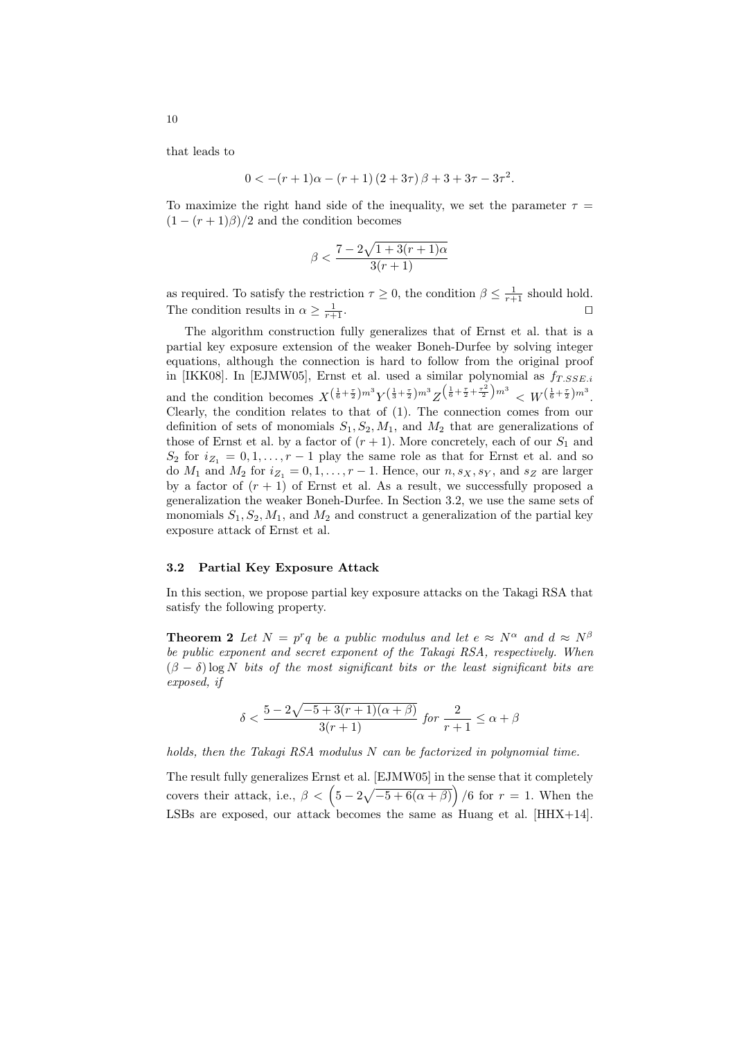that leads to

$$0 < -(r+1)\alpha - (r+1)(2+3\tau)\beta + 3 + 3\tau - 3\tau^2.$$

To maximize the right hand side of the inequality, we set the parameter $\tau = (1-(r+1)\beta)/2$ and the condition becomes

$$\beta < \frac{7 - 2\sqrt{1+3(r+1)\alpha}}{3(r+1)}$$

as required. To satisfy the restriction $\tau \geq 0$, the condition $\beta \leq \frac{1}{r+1}$ should hold. The condition results in $\alpha \geq \frac{1}{r+1}$. ◻

The algorithm construction fully generalizes that of Ernst et al. that is a partial key exposure extension of the weaker Boneh-Durfee by solving integer equations, although the connection is hard to follow from the original proof in [IKK08]. In [EJMW05], Ernst et al. used a similar polynomial as $f_{T.SSE.i}$ and the condition becomes $X^{\left(\frac{1}{6}+\frac{\tau}{2}\right)m^3} Y^{\left(\frac{1}{3}+\frac{\tau}{2}\right)m^3} Z^{\left(\frac{1}{6}+\frac{\tau}{2}+\frac{\tau^2}{2}\right)m^3} < W^{\left(\frac{1}{6}+\frac{\tau}{2}\right)m^3}$. Clearly, the condition relates to that of (1). The connection comes from our definition of sets of monomials $S_1, S_2, M_1$, and $M_2$ that are generalizations of those of Ernst et al. by a factor of $(r+1)$. More concretely, each of our $S_1$ and $S_2$ for $i_{Z_1} = 0, 1, \ldots, r-1$ play the same role as that for Ernst et al. and so do $M_1$ and $M_2$ for $i_{Z_1} = 0, 1, \ldots, r-1$. Hence, our $n, s_X, s_Y$, and $s_Z$ are larger by a factor of $(r+1)$ of Ernst et al. As a result, we successfully proposed a generalization the weaker Boneh-Durfee. In Section 3.2, we use the same sets of monomials $S_1, S_2, M_1$, and $M_2$ and construct a generalization of the partial key exposure attack of Ernst et al.

### 3.2 Partial Key Exposure Attack

In this section, we propose partial key exposure attacks on the Takagi RSA that satisfy the following property.

**Theorem 2** *Let $N = p^r q$ be a public modulus and let $e \approx N^\alpha$ and $d \approx N^\beta$ be public exponent and secret exponent of the Takagi RSA, respectively. When $(\beta - \delta)\log N$ bits of the most significant bits or the least significant bits are exposed, if*

$$\delta < \frac{5 - 2\sqrt{-5+3(r+1)(\alpha+\beta)}}{3(r+1)} \ \ for\ \frac{2}{r+1} \leq \alpha + \beta$$

*holds, then the Takagi RSA modulus $N$ can be factorized in polynomial time.*

The result fully generalizes Ernst et al. [EJMW05] in the sense that it completely covers their attack, i.e., $\beta < \left(5 - 2\sqrt{-5+6(\alpha+\beta)}\right)/6$ for $r = 1$. When the LSBs are exposed, our attack becomes the same as Huang et al. [HHX+14].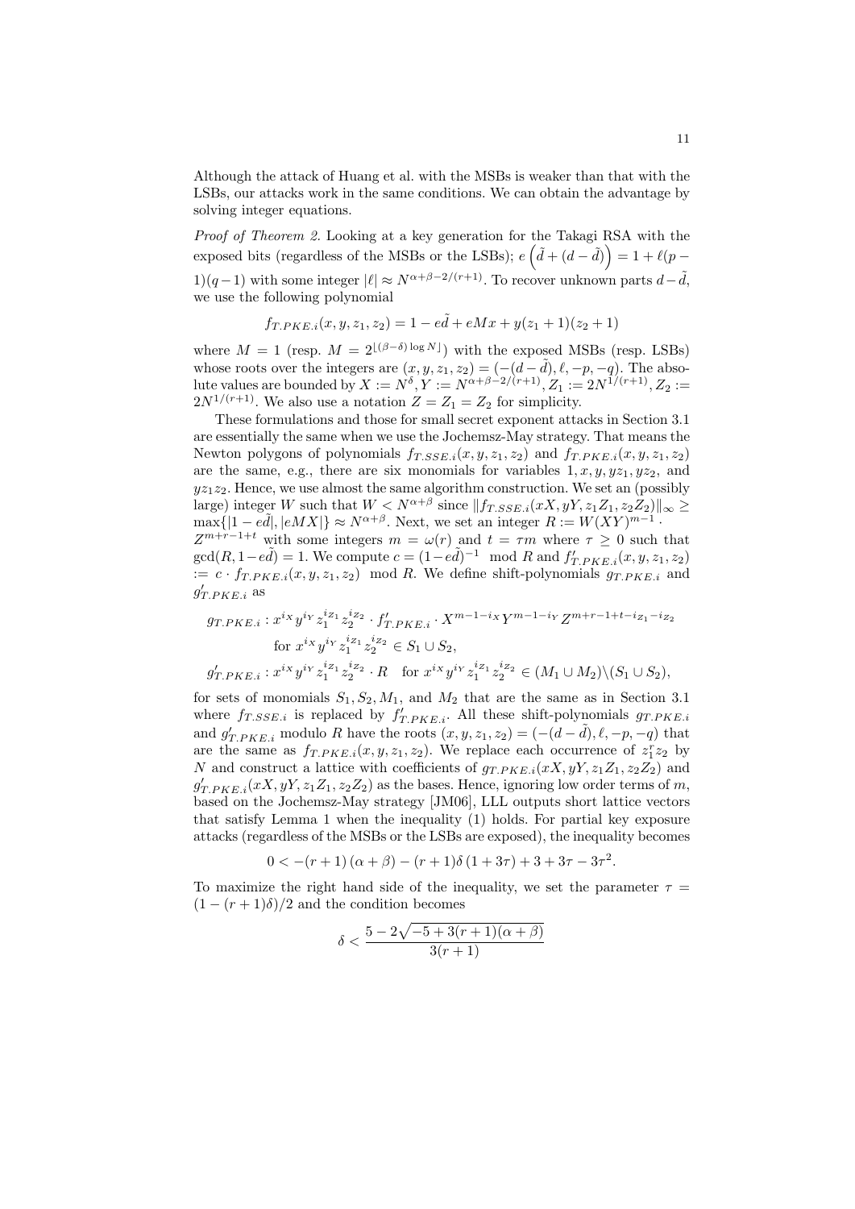Although the attack of Huang et al. with the MSBs is weaker than that with the LSBs, our attacks work in the same conditions. We can obtain the advantage by solving integer equations.

*Proof of Theorem 2.* Looking at a key generation for the Takagi RSA with the exposed bits (regardless of the MSBs or the LSBs); $e\left(\tilde{d}+(d-\tilde{d})\right) = 1+\ell(p-1)(q-1)$ with some integer $|\ell| \approx N^{\alpha+\beta-2/(r+1)}$. To recover unknown parts $d-\tilde{d}$, we use the following polynomial

$$f_{T.PKE.i}(x,y,z_1,z_2) = 1 - e\tilde{d} + eMx + y(z_1+1)(z_2+1)$$

where $M = 1$ (resp. $M = 2^{\lfloor(\beta-\delta)\log N\rfloor}$) with the exposed MSBs (resp. LSBs) whose roots over the integers are $(x,y,z_1,z_2) = (-(d-\tilde{d}), \ell, -p, -q)$. The absolute values are bounded by $X := N^{\delta}, Y := N^{\alpha+\beta-2/(r+1)}, Z_1 := 2N^{1/(r+1)}, Z_2 := 2N^{1/(r+1)}$. We also use a notation $Z = Z_1 = Z_2$ for simplicity.

These formulations and those for small secret exponent attacks in Section 3.1 are essentially the same when we use the Jochemsz-May strategy. That means the Newton polygons of polynomials $f_{T.SSE.i}(x,y,z_1,z_2)$ and $f_{T.PKE.i}(x,y,z_1,z_2)$ are the same, e.g., there are six monomials for variables $1, x, y, yz_1, yz_2$, and $yz_1z_2$. Hence, we use almost the same algorithm construction. We set an (possibly large) integer $W$ such that $W < N^{\alpha+\beta}$ since $\|f_{T.SSE.i}(xX, yY, z_1Z_1, z_2Z_2)\|_\infty \geq \max\{|1-e\tilde{d}|, |eMX|\} \approx N^{\alpha+\beta}$. Next, we set an integer $R := W(XY)^{m-1} \cdot Z^{m+r-1+t}$ with some integers $m = \omega(r)$ and $t = \tau m$ where $\tau \geq 0$ such that $\gcd(R, 1-e\tilde{d}) = 1$. We compute $c = (1-e\tilde{d})^{-1} \mod R$ and $f'_{T.PKE.i}(x,y,z_1,z_2) := c \cdot f_{T.PKE.i}(x,y,z_1,z_2) \mod R$. We define shift-polynomials $g_{T.PKE.i}$ and $g'_{T.PKE.i}$ as

$$g_{T.PKE.i} : x^{i_X} y^{i_Y} z_1^{i_{Z_1}} z_2^{i_{Z_2}} \cdot f'_{T.PKE.i} \cdot X^{m-1-i_X} Y^{m-1-i_Y} Z^{m+r-1+t-i_{Z_1}-i_{Z_2}}$$
$$\text{for } x^{i_X} y^{i_Y} z_1^{i_{Z_1}} z_2^{i_{Z_2}} \in S_1 \cup S_2,$$
$$g'_{T.PKE.i} : x^{i_X} y^{i_Y} z_1^{i_{Z_1}} z_2^{i_{Z_2}} \cdot R \quad \text{for } x^{i_X} y^{i_Y} z_1^{i_{Z_1}} z_2^{i_{Z_2}} \in (M_1 \cup M_2) \backslash (S_1 \cup S_2),$$

for sets of monomials $S_1, S_2, M_1$, and $M_2$ that are the same as in Section 3.1 where $f_{T.SSE.i}$ is replaced by $f'_{T.PKE.i}$. All these shift-polynomials $g_{T.PKE.i}$ and $g'_{T.PKE.i}$ modulo $R$ have the roots $(x,y,z_1,z_2) = (-(d-\tilde{d}), \ell, -p, -q)$ that are the same as $f_{T.PKE.i}(x,y,z_1,z_2)$. We replace each occurrence of $z_1^r z_2$ by $N$ and construct a lattice with coefficients of $g_{T.PKE.i}(xX, yY, z_1Z_1, z_2Z_2)$ and $g'_{T.PKE.i}(xX, yY, z_1Z_1, z_2Z_2)$ as the bases. Hence, ignoring low order terms of $m$, based on the Jochemsz-May strategy [JM06], LLL outputs short lattice vectors that satisfy Lemma 1 when the inequality (1) holds. For partial key exposure attacks (regardless of the MSBs or the LSBs are exposed), the inequality becomes

$$0 < -(r+1)(\alpha+\beta) - (r+1)\delta(1+3\tau) + 3 + 3\tau - 3\tau^2.$$

To maximize the right hand side of the inequality, we set the parameter $\tau = (1-(r+1)\delta)/2$ and the condition becomes

$$\delta < \frac{5 - 2\sqrt{-5 + 3(r+1)(\alpha+\beta)}}{3(r+1)}$$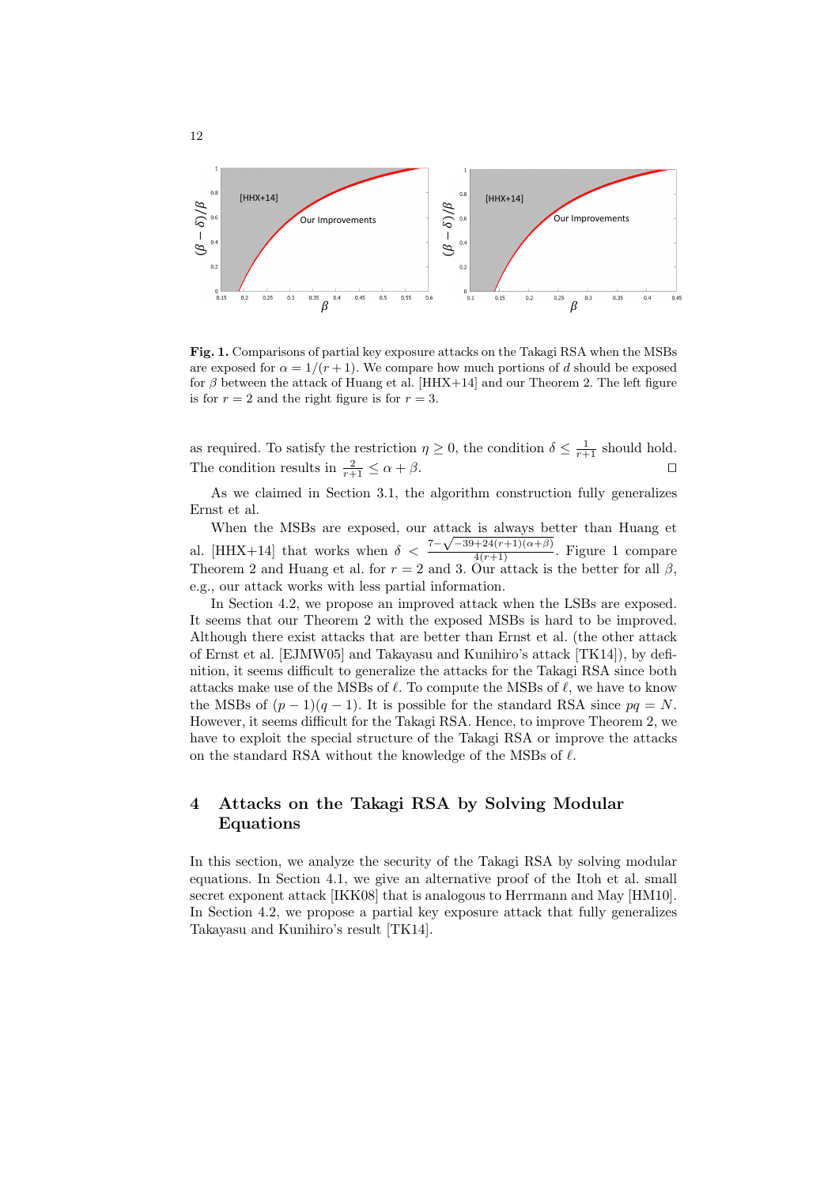**Fig. 1.** Comparisons of partial key exposure attacks on the Takagi RSA when the MSBs are exposed for $\alpha = 1/(r+1)$. We compare how much portions of $d$ should be exposed for $\beta$ between the attack of Huang et al. [HHX+14] and our Theorem 2. The left figure is for $r = 2$ and the right figure is for $r = 3$.

as required. To satisfy the restriction $\eta \geq 0$, the condition $\delta \leq \frac{1}{r+1}$ should hold. The condition results in $\frac{2}{r+1} \leq \alpha + \beta$. □

As we claimed in Section 3.1, the algorithm construction fully generalizes Ernst et al.

When the MSBs are exposed, our attack is always better than Huang et al. [HHX+14] that works when $\delta < \frac{7-\sqrt{-39+24(r+1)(\alpha+\beta)}}{4(r+1)}$. Figure 1 compare Theorem 2 and Huang et al. for $r = 2$ and 3. Our attack is the better for all $\beta$, e.g., our attack works with less partial information.

In Section 4.2, we propose an improved attack when the LSBs are exposed. It seems that our Theorem 2 with the exposed MSBs is hard to be improved. Although there exist attacks that are better than Ernst et al. (the other attack of Ernst et al. [EJMW05] and Takayasu and Kunihiro's attack [TK14]), by definition, it seems difficult to generalize the attacks for the Takagi RSA since both attacks make use of the MSBs of $\ell$. To compute the MSBs of $\ell$, we have to know the MSBs of $(p-1)(q-1)$. It is possible for the standard RSA since $pq = N$. However, it seems difficult for the Takagi RSA. Hence, to improve Theorem 2, we have to exploit the special structure of the Takagi RSA or improve the attacks on the standard RSA without the knowledge of the MSBs of $\ell$.

# 4 Attacks on the Takagi RSA by Solving Modular Equations

In this section, we analyze the security of the Takagi RSA by solving modular equations. In Section 4.1, we give an alternative proof of the Itoh et al. small secret exponent attack [IKK08] that is analogous to Herrmann and May [HM10]. In Section 4.2, we propose a partial key exposure attack that fully generalizes Takayasu and Kunihiro's result [TK14].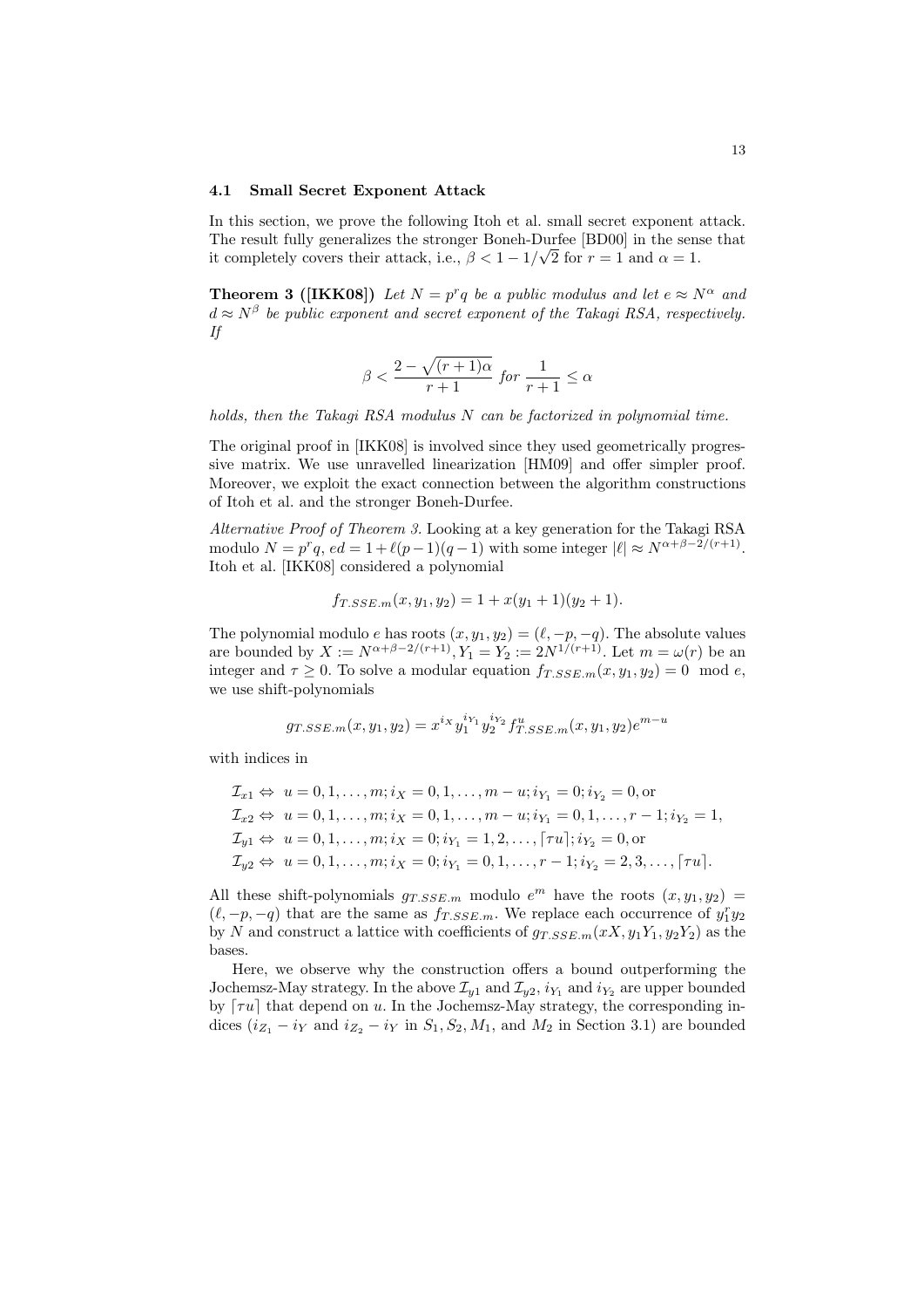### 4.1 Small Secret Exponent Attack

In this section, we prove the following Itoh et al. small secret exponent attack. The result fully generalizes the stronger Boneh-Durfee [BD00] in the sense that it completely covers their attack, i.e., $\beta < 1 - 1/\sqrt{2}$ for $r = 1$ and $\alpha = 1$.

**Theorem 3 ([IKK08])** *Let $N = p^r q$ be a public modulus and let $e \approx N^\alpha$ and $d \approx N^\beta$ be public exponent and secret exponent of the Takagi RSA, respectively. If*

$$\beta < \frac{2 - \sqrt{(r+1)\alpha}}{r+1} \text{ for } \frac{1}{r+1} \le \alpha$$

*holds, then the Takagi RSA modulus $N$ can be factorized in polynomial time.*

The original proof in [IKK08] is involved since they used geometrically progressive matrix. We use unravelled linearization [HM09] and offer simpler proof. Moreover, we exploit the exact connection between the algorithm constructions of Itoh et al. and the stronger Boneh-Durfee.

*Alternative Proof of Theorem 3.* Looking at a key generation for the Takagi RSA modulo $N = p^r q$, $ed = 1 + \ell(p-1)(q-1)$ with some integer $|\ell| \approx N^{\alpha+\beta-2/(r+1)}$. Itoh et al. [IKK08] considered a polynomial

$$f_{T.SSE.m}(x, y_1, y_2) = 1 + x(y_1 + 1)(y_2 + 1).$$

The polynomial modulo $e$ has roots $(x, y_1, y_2) = (\ell, -p, -q)$. The absolute values are bounded by $X := N^{\alpha+\beta-2/(r+1)}, Y_1 = Y_2 := 2N^{1/(r+1)}$. Let $m = \omega(r)$ be an integer and $\tau \ge 0$. To solve a modular equation $f_{T.SSE.m}(x, y_1, y_2) = 0 \mod e$, we use shift-polynomials

$$g_{T.SSE.m}(x, y_1, y_2) = x^{i_X} y_1^{i_{Y_1}} y_2^{i_{Y_2}} f_{T.SSE.m}^u(x, y_1, y_2) e^{m-u}$$

with indices in

$$\begin{aligned}
\mathcal{I}_{x1} &\Leftrightarrow\ u = 0, 1, \ldots, m; i_X = 0, 1, \ldots, m - u; i_{Y_1} = 0; i_{Y_2} = 0, \text{or} \\
\mathcal{I}_{x2} &\Leftrightarrow\ u = 0, 1, \ldots, m; i_X = 0, 1, \ldots, m - u; i_{Y_1} = 0, 1, \ldots, r - 1; i_{Y_2} = 1, \\
\mathcal{I}_{y1} &\Leftrightarrow\ u = 0, 1, \ldots, m; i_X = 0; i_{Y_1} = 1, 2, \ldots, \lceil \tau u \rceil; i_{Y_2} = 0, \text{or} \\
\mathcal{I}_{y2} &\Leftrightarrow\ u = 0, 1, \ldots, m; i_X = 0; i_{Y_1} = 0, 1, \ldots, r - 1; i_{Y_2} = 2, 3, \ldots, \lceil \tau u \rceil.
\end{aligned}$$

All these shift-polynomials $g_{T.SSE.m}$ modulo $e^m$ have the roots $(x, y_1, y_2) = (\ell, -p, -q)$ that are the same as $f_{T.SSE.m}$. We replace each occurrence of $y_1^r y_2$ by $N$ and construct a lattice with coefficients of $g_{T.SSE.m}(xX, y_1 Y_1, y_2 Y_2)$ as the bases.

Here, we observe why the construction offers a bound outperforming the Jochemsz-May strategy. In the above $\mathcal{I}_{y1}$ and $\mathcal{I}_{y2}$, $i_{Y_1}$ and $i_{Y_2}$ are upper bounded by $\lceil \tau u \rceil$ that depend on $u$. In the Jochemsz-May strategy, the corresponding indices ($i_{Z_1} - i_Y$ and $i_{Z_2} - i_Y$ in $S_1, S_2, M_1$, and $M_2$ in Section 3.1) are bounded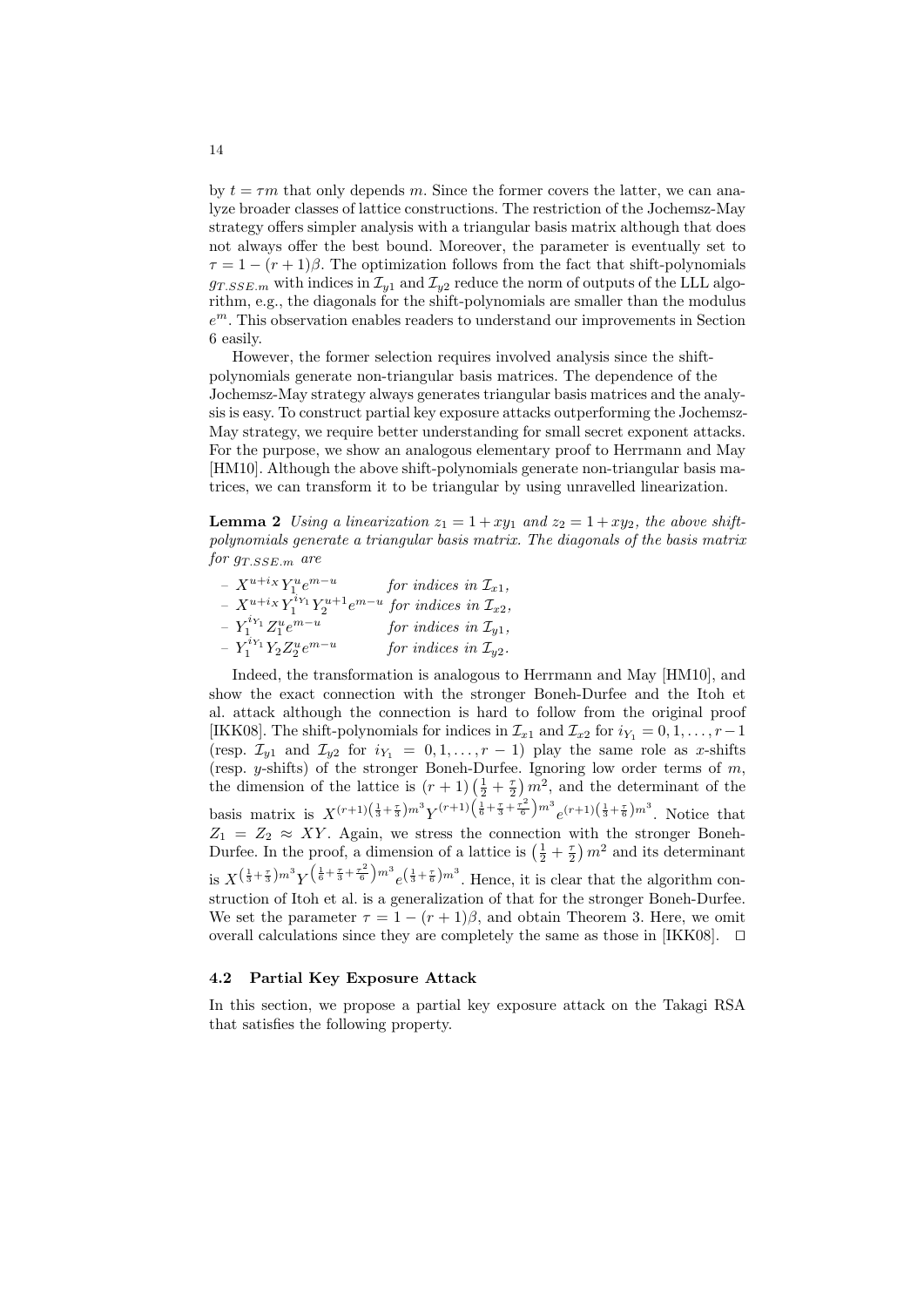by $t = \tau m$ that only depends $m$. Since the former covers the latter, we can analyze broader classes of lattice constructions. The restriction of the Jochemsz-May strategy offers simpler analysis with a triangular basis matrix although that does not always offer the best bound. Moreover, the parameter is eventually set to $\tau = 1 - (r+1)\beta$. The optimization follows from the fact that shift-polynomials $g_{T.SSE.m}$ with indices in $\mathcal{I}_{y1}$ and $\mathcal{I}_{y2}$ reduce the norm of outputs of the LLL algorithm, e.g., the diagonals for the shift-polynomials are smaller than the modulus $e^m$. This observation enables readers to understand our improvements in Section 6 easily.

However, the former selection requires involved analysis since the shift-polynomials generate non-triangular basis matrices. The dependence of the Jochemsz-May strategy always generates triangular basis matrices and the analysis is easy. To construct partial key exposure attacks outperforming the Jochemsz-May strategy, we require better understanding for small secret exponent attacks. For the purpose, we show an analogous elementary proof to Herrmann and May [HM10]. Although the above shift-polynomials generate non-triangular basis matrices, we can transform it to be triangular by using unravelled linearization.

**Lemma 2** *Using a linearization $z_1 = 1 + xy_1$ and $z_2 = 1 + xy_2$, the above shift-polynomials generate a triangular basis matrix. The diagonals of the basis matrix for $g_{T.SSE.m}$ are*

- $X^{u+i_X} Y_1^u e^{m-u}$ *for indices in $\mathcal{I}_{x1}$,*
- $X^{u+i_X} Y_1^{i_{Y_1}} Y_2^{u+1} e^{m-u}$ *for indices in $\mathcal{I}_{x2}$,*
- $Y_1^{i_{Y_1}} Z_1^u e^{m-u}$ *for indices in $\mathcal{I}_{y1}$,*
- $Y_1^{i_{Y_1}} Y_2 Z_2^u e^{m-u}$ *for indices in $\mathcal{I}_{y2}$.*

Indeed, the transformation is analogous to Herrmann and May [HM10], and show the exact connection with the stronger Boneh-Durfee and the Itoh et al. attack although the connection is hard to follow from the original proof [IKK08]. The shift-polynomials for indices in $\mathcal{I}_{x1}$ and $\mathcal{I}_{x2}$ for $i_{Y_1} = 0, 1, \ldots, r-1$ (resp. $\mathcal{I}_{y1}$ and $\mathcal{I}_{y2}$ for $i_{Y_1} = 0, 1, \ldots, r-1$) play the same role as $x$-shifts (resp. $y$-shifts) of the stronger Boneh-Durfee. Ignoring low order terms of $m$, the dimension of the lattice is $(r+1)\left(\frac{1}{2} + \frac{\tau}{2}\right)m^2$, and the determinant of the basis matrix is $X^{(r+1)\left(\frac{1}{3}+\frac{\tau}{3}\right)m^3} Y^{(r+1)\left(\frac{1}{6}+\frac{\tau}{3}+\frac{\tau^2}{6}\right)m^3} e^{(r+1)\left(\frac{1}{3}+\frac{\tau}{6}\right)m^3}$. Notice that $Z_1 = Z_2 \approx XY$. Again, we stress the connection with the stronger Boneh-Durfee. In the proof, a dimension of a lattice is $\left(\frac{1}{2} + \frac{\tau}{2}\right)m^2$ and its determinant is $X^{\left(\frac{1}{3}+\frac{\tau}{3}\right)m^3} Y^{\left(\frac{1}{6}+\frac{\tau}{3}+\frac{\tau^2}{6}\right)m^3} e^{\left(\frac{1}{3}+\frac{\tau}{6}\right)m^3}$. Hence, it is clear that the algorithm construction of Itoh et al. is a generalization of that for the stronger Boneh-Durfee. We set the parameter $\tau = 1 - (r+1)\beta$, and obtain Theorem 3. Here, we omit overall calculations since they are completely the same as those in [IKK08]. $\square$

### 4.2 Partial Key Exposure Attack

In this section, we propose a partial key exposure attack on the Takagi RSA that satisfies the following property.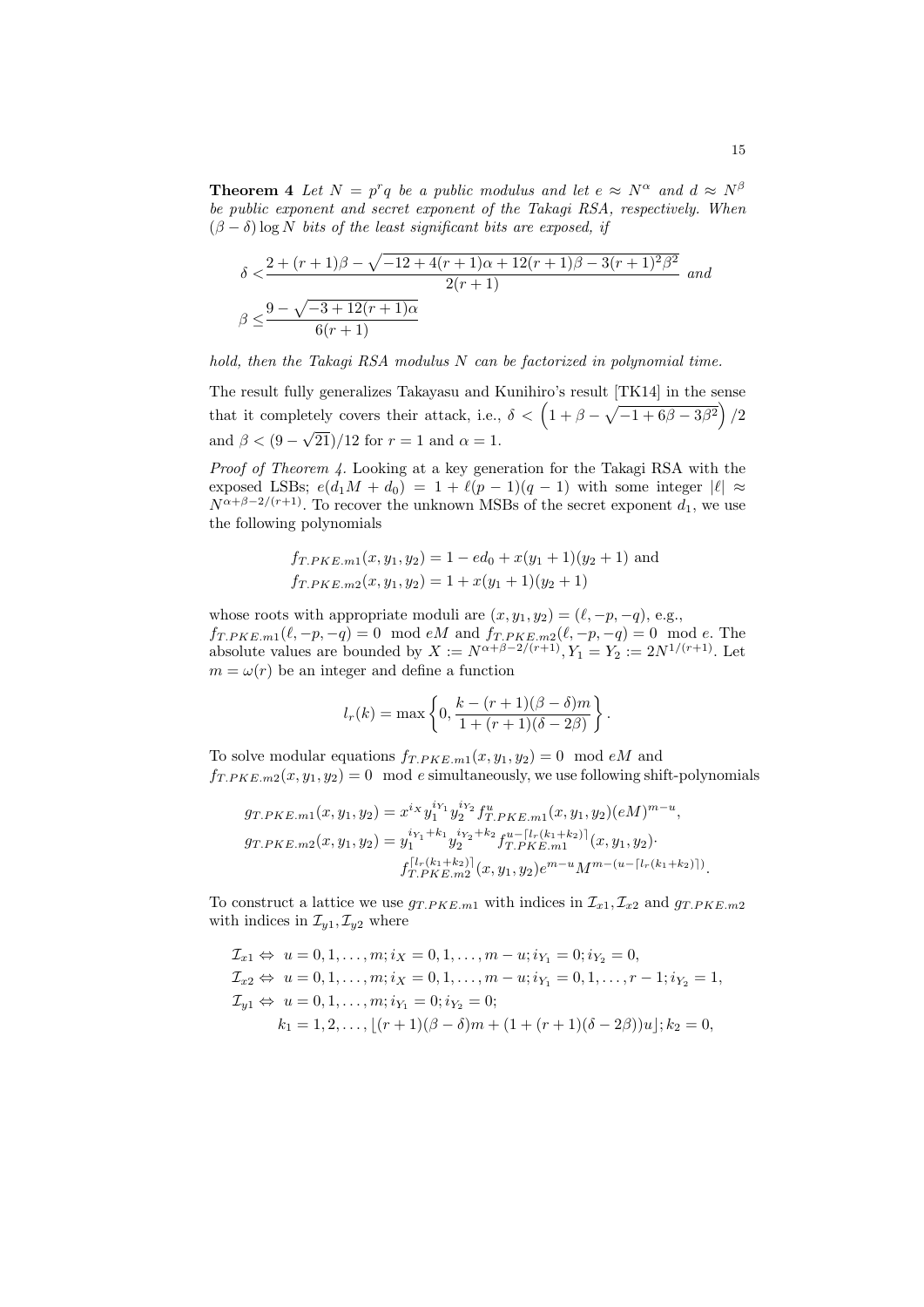**Theorem 4** *Let $N = p^r q$ be a public modulus and let $e \approx N^\alpha$ and $d \approx N^\beta$ be public exponent and secret exponent of the Takagi RSA, respectively. When $(\beta - \delta)\log N$ bits of the least significant bits are exposed, if*

$$
\begin{aligned}
\delta <& \frac{2 + (r+1)\beta - \sqrt{-12 + 4(r+1)\alpha + 12(r+1)\beta - 3(r+1)^2\beta^2}}{2(r+1)} \quad \textit{and} \\
\beta \leq& \frac{9 - \sqrt{-3 + 12(r+1)\alpha}}{6(r+1)}
\end{aligned}
$$

*hold, then the Takagi RSA modulus $N$ can be factorized in polynomial time.*

The result fully generalizes Takayasu and Kunihiro's result [TK14] in the sense that it completely covers their attack, i.e., $\delta < \left(1 + \beta - \sqrt{-1 + 6\beta - 3\beta^2}\right)/2$ and $\beta < (9 - \sqrt{21})/12$ for $r = 1$ and $\alpha = 1$.

*Proof of Theorem 4.* Looking at a key generation for the Takagi RSA with the exposed LSBs; $e(d_1 M + d_0) = 1 + \ell(p-1)(q-1)$ with some integer $|\ell| \approx N^{\alpha+\beta-2/(r+1)}$. To recover the unknown MSBs of the secret exponent $d_1$, we use the following polynomials

$$
\begin{aligned}
&f_{T.PKE.m1}(x, y_1, y_2) = 1 - ed_0 + x(y_1+1)(y_2+1) \text{ and} \\
&f_{T.PKE.m2}(x, y_1, y_2) = 1 + x(y_1+1)(y_2+1)
\end{aligned}
$$

whose roots with appropriate moduli are $(x, y_1, y_2) = (\ell, -p, -q)$, e.g., $f_{T.PKE.m1}(\ell, -p, -q) = 0 \mod eM$ and $f_{T.PKE.m2}(\ell, -p, -q) = 0 \mod e$. The absolute values are bounded by $X := N^{\alpha+\beta-2/(r+1)}, Y_1 = Y_2 := 2N^{1/(r+1)}$. Let $m = \omega(r)$ be an integer and define a function

$$
l_r(k) = \max\left\{0, \frac{k - (r+1)(\beta-\delta)m}{1 + (r+1)(\delta - 2\beta)}\right\}.
$$

To solve modular equations $f_{T.PKE.m1}(x, y_1, y_2) = 0 \mod eM$ and $f_{T.PKE.m2}(x, y_1, y_2) = 0 \mod e$ simultaneously, we use following shift-polynomials

$$
\begin{aligned}
g_{T.PKE.m1}(x, y_1, y_2) &= x^{i_X} y_1^{i_{Y_1}} y_2^{i_{Y_2}} f_{T.PKE.m1}^u(x, y_1, y_2)(eM)^{m-u}, \\
g_{T.PKE.m2}(x, y_1, y_2) &= y_1^{i_{Y_1}+k_1} y_2^{i_{Y_2}+k_2} f_{T.PKE.m1}^{u - \lceil l_r(k_1+k_2)\rceil}(x, y_1, y_2) \cdot \\
&\qquad f_{T.PKE.m2}^{\lceil l_r(k_1+k_2)\rceil}(x, y_1, y_2) e^{m-u} M^{m-(u-\lceil l_r(k_1+k_2)\rceil)}.
\end{aligned}
$$

To construct a lattice we use $g_{T.PKE.m1}$ with indices in $\mathcal{I}_{x1}, \mathcal{I}_{x2}$ and $g_{T.PKE.m2}$ with indices in $\mathcal{I}_{y1}, \mathcal{I}_{y2}$ where

$$
\begin{aligned}
&\mathcal{I}_{x1} \Leftrightarrow\ u = 0, 1, \ldots, m; i_X = 0, 1, \ldots, m-u; i_{Y_1} = 0; i_{Y_2} = 0, \\
&\mathcal{I}_{x2} \Leftrightarrow\ u = 0, 1, \ldots, m; i_X = 0, 1, \ldots, m-u; i_{Y_1} = 0, 1, \ldots, r-1; i_{Y_2} = 1, \\
&\mathcal{I}_{y1} \Leftrightarrow\ u = 0, 1, \ldots, m; i_{Y_1} = 0; i_{Y_2} = 0; \\
&\qquad k_1 = 1, 2, \ldots, \lfloor (r+1)(\beta-\delta)m + (1 + (r+1)(\delta - 2\beta))u \rfloor; k_2 = 0,
\end{aligned}
$$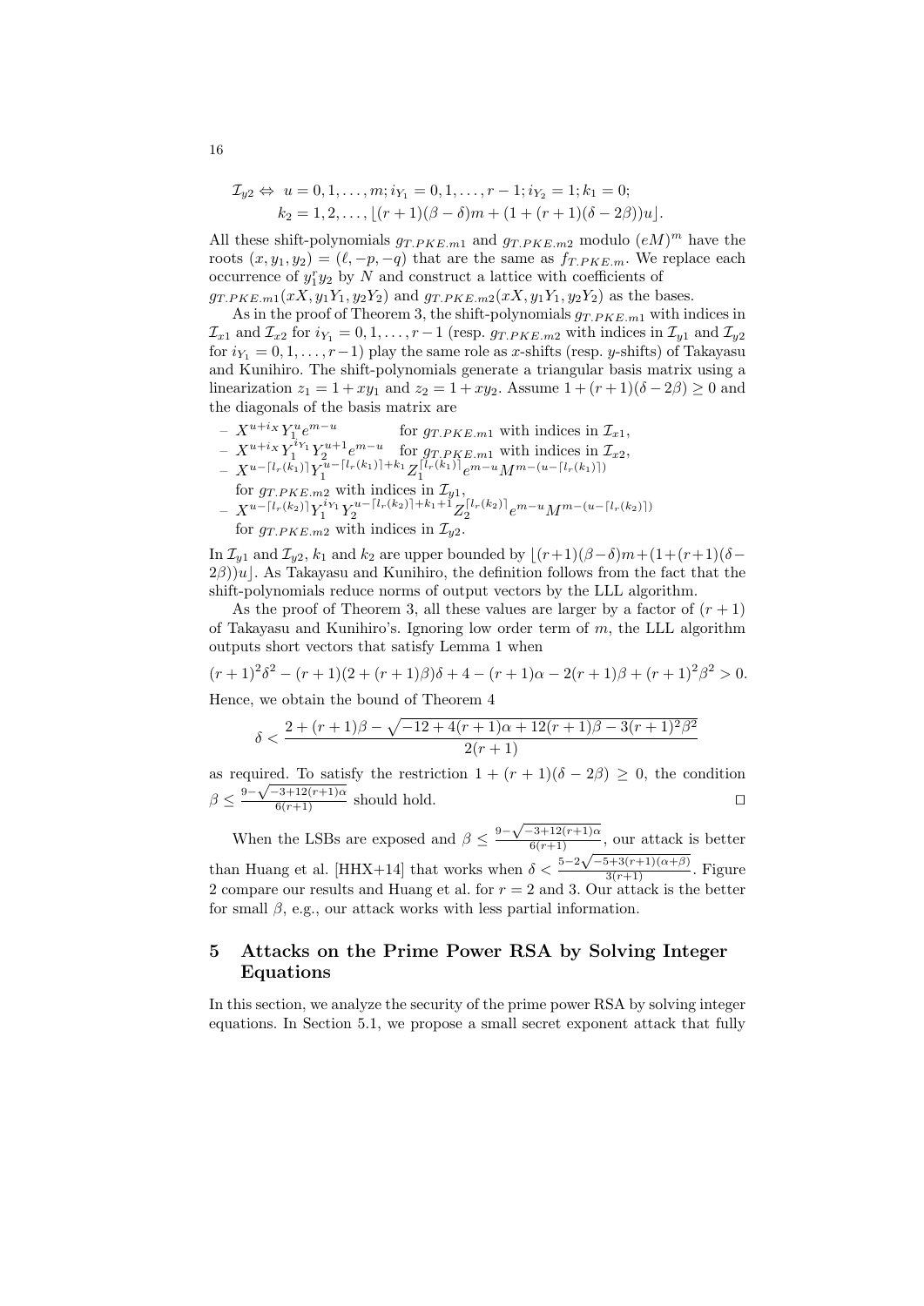$$\mathcal{I}_{y2} \Leftrightarrow \; u = 0, 1, \ldots, m; i_{Y_1} = 0, 1, \ldots, r-1; i_{Y_2} = 1; k_1 = 0;$$
$$k_2 = 1, 2, \ldots, \lfloor (r+1)(\beta - \delta)m + (1 + (r+1)(\delta - 2\beta))u \rfloor.$$

All these shift-polynomials $g_{T.PKE.m1}$ and $g_{T.PKE.m2}$ modulo $(eM)^m$ have the roots $(x, y_1, y_2) = (\ell, -p, -q)$ that are the same as $f_{T.PKE.m}$. We replace each occurrence of $y_1^r y_2$ by $N$ and construct a lattice with coefficients of $g_{T.PKE.m1}(xX, y_1Y_1, y_2Y_2)$ and $g_{T.PKE.m2}(xX, y_1Y_1, y_2Y_2)$ as the bases.

As in the proof of Theorem 3, the shift-polynomials $g_{T.PKE.m1}$ with indices in $\mathcal{I}_{x1}$ and $\mathcal{I}_{x2}$ for $i_{Y_1} = 0, 1, \ldots, r-1$ (resp. $g_{T.PKE.m2}$ with indices in $\mathcal{I}_{y1}$ and $\mathcal{I}_{y2}$ for $i_{Y_1} = 0, 1, \ldots, r-1$) play the same role as $x$-shifts (resp. $y$-shifts) of Takayasu and Kunihiro. The shift-polynomials generate a triangular basis matrix using a linearization $z_1 = 1 + xy_1$ and $z_2 = 1 + xy_2$. Assume $1 + (r+1)(\delta - 2\beta) \geq 0$ and the diagonals of the basis matrix are

- $X^{u+i_X} Y_1^u e^{m-u}$ for $g_{T.PKE.m1}$ with indices in $\mathcal{I}_{x1}$,
- $X^{u+i_X} Y_1^{i_{Y_1}} Y_2^{u+1} e^{m-u}$ for $g_{T.PKE.m1}$ with indices in $\mathcal{I}_{x2}$,
- $X^{u-\lceil l_r(k_1) \rceil} Y_1^{u-\lceil l_r(k_1) \rceil + k_1} Z_1^{\lceil l_r(k_1) \rceil} e^{m-u} M^{m-(u-\lceil l_r(k_1) \rceil)}$ for $g_{T.PKE.m2}$ with indices in $\mathcal{I}_{y1}$,
- $X^{u-\lceil l_r(k_2) \rceil} Y_1^{i_{Y_1}} Y_2^{u-\lceil l_r(k_2) \rceil + k_1 + 1} Z_2^{\lceil l_r(k_2) \rceil} e^{m-u} M^{m-(u-\lceil l_r(k_2) \rceil)}$ for $g_{T.PKE.m2}$ with indices in $\mathcal{I}_{y2}$.

In $\mathcal{I}_{y1}$ and $\mathcal{I}_{y2}$, $k_1$ and $k_2$ are upper bounded by $\lfloor (r+1)(\beta - \delta)m + (1 + (r+1)(\delta - 2\beta))u \rfloor$. As Takayasu and Kunihiro, the definition follows from the fact that the shift-polynomials reduce norms of output vectors by the LLL algorithm.

As the proof of Theorem 3, all these values are larger by a factor of $(r+1)$ of Takayasu and Kunihiro's. Ignoring low order term of $m$, the LLL algorithm outputs short vectors that satisfy Lemma 1 when

$$(r+1)^2\delta^2 - (r+1)(2 + (r+1)\beta)\delta + 4 - (r+1)\alpha - 2(r+1)\beta + (r+1)^2\beta^2 > 0.$$

Hence, we obtain the bound of Theorem 4

$$\delta < \frac{2 + (r+1)\beta - \sqrt{-12 + 4(r+1)\alpha + 12(r+1)\beta - 3(r+1)^2\beta^2}}{2(r+1)}$$

as required. To satisfy the restriction $1 + (r+1)(\delta - 2\beta) \geq 0$, the condition $\beta \leq \frac{9 - \sqrt{-3 + 12(r+1)\alpha}}{6(r+1)}$ should hold. $\square$

When the LSBs are exposed and $\beta \leq \frac{9 - \sqrt{-3 + 12(r+1)\alpha}}{6(r+1)}$, our attack is better than Huang et al. [HHX+14] that works when $\delta < \frac{5 - 2\sqrt{-5 + 3(r+1)(\alpha + \beta)}}{3(r+1)}$. Figure 2 compare our results and Huang et al. for $r = 2$ and 3. Our attack is the better for small $\beta$, e.g., our attack works with less partial information.

## 5 Attacks on the Prime Power RSA by Solving Integer Equations

In this section, we analyze the security of the prime power RSA by solving integer equations. In Section 5.1, we propose a small secret exponent attack that fully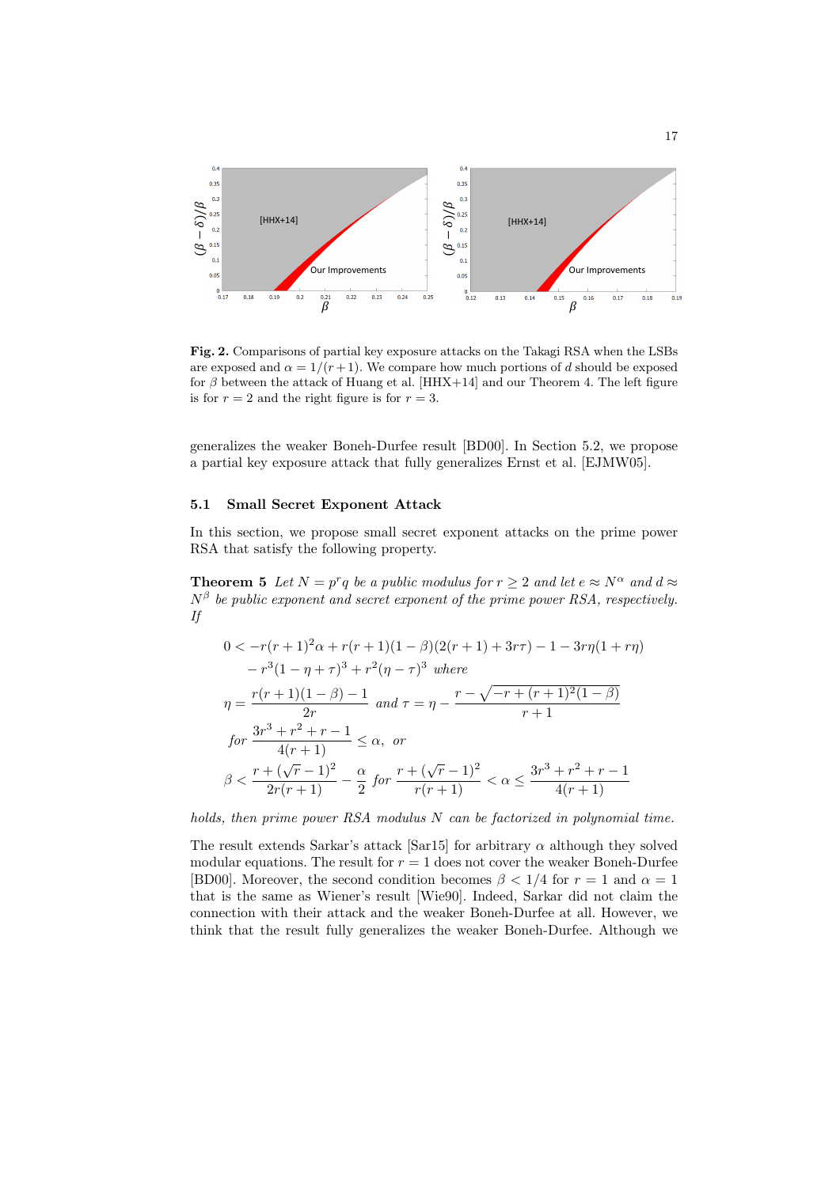**Fig. 2.** Comparisons of partial key exposure attacks on the Takagi RSA when the LSBs are exposed and $\alpha = 1/(r+1)$. We compare how much portions of $d$ should be exposed for $\beta$ between the attack of Huang et al. [HHX+14] and our Theorem 4. The left figure is for $r = 2$ and the right figure is for $r = 3$.

generalizes the weaker Boneh-Durfee result [BD00]. In Section 5.2, we propose a partial key exposure attack that fully generalizes Ernst et al. [EJMW05].

### 5.1 Small Secret Exponent Attack

In this section, we propose small secret exponent attacks on the prime power RSA that satisfy the following property.

**Theorem 5** *Let $N = p^r q$ be a public modulus for $r \geq 2$ and let $e \approx N^\alpha$ and $d \approx N^\beta$ be public exponent and secret exponent of the prime power RSA, respectively. If*

$$0 < -r(r+1)^2\alpha + r(r+1)(1-\beta)(2(r+1)+3r\tau) - 1 - 3r\eta(1+r\eta)$$
$$- r^3(1-\eta+\tau)^3 + r^2(\eta-\tau)^3 \text{ where}$$
$$\eta = \frac{r(r+1)(1-\beta)-1}{2r} \text{ and } \tau = \eta - \frac{r - \sqrt{-r+(r+1)^2(1-\beta)}}{r+1}$$
$$\text{for } \frac{3r^3+r^2+r-1}{4(r+1)} \leq \alpha, \text{ or}$$
$$\beta < \frac{r+(\sqrt{r}-1)^2}{2r(r+1)} - \frac{\alpha}{2} \text{ for } \frac{r+(\sqrt{r}-1)^2}{r(r+1)} < \alpha \leq \frac{3r^3+r^2+r-1}{4(r+1)}$$

*holds, then prime power RSA modulus $N$ can be factorized in polynomial time.*

The result extends Sarkar's attack [Sar15] for arbitrary $\alpha$ although they solved modular equations. The result for $r = 1$ does not cover the weaker Boneh-Durfee [BD00]. Moreover, the second condition becomes $\beta < 1/4$ for $r = 1$ and $\alpha = 1$ that is the same as Wiener's result [Wie90]. Indeed, Sarkar did not claim the connection with their attack and the weaker Boneh-Durfee at all. However, we think that the result fully generalizes the weaker Boneh-Durfee. Although we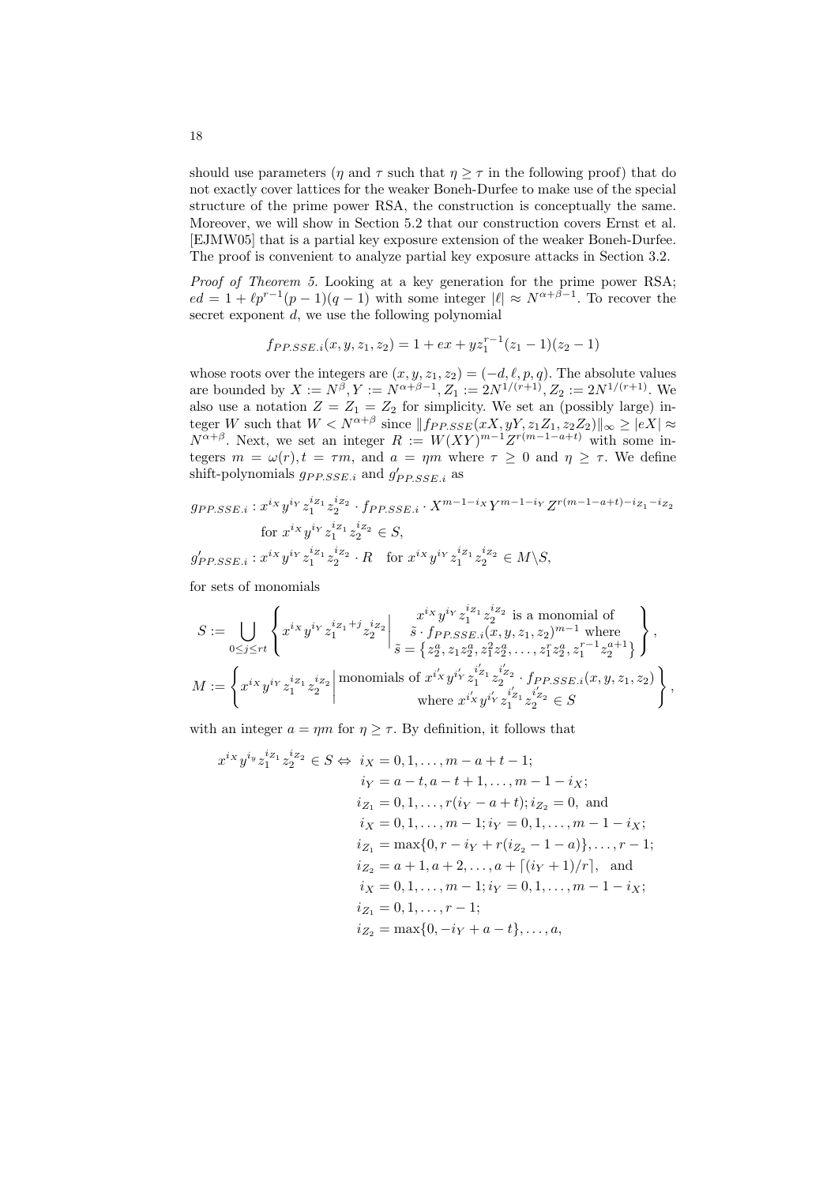should use parameters ($\eta$ and $\tau$ such that $\eta \geq \tau$ in the following proof) that do not exactly cover lattices for the weaker Boneh-Durfee to make use of the special structure of the prime power RSA, the construction is conceptually the same. Moreover, we will show in Section 5.2 that our construction covers Ernst et al. [EJMW05] that is a partial key exposure extension of the weaker Boneh-Durfee. The proof is convenient to analyze partial key exposure attacks in Section 3.2.

*Proof of Theorem 5.* Looking at a key generation for the prime power RSA; $ed = 1 + \ell p^{r-1}(p-1)(q-1)$ with some integer $|\ell| \approx N^{\alpha+\beta-1}$. To recover the secret exponent $d$, we use the following polynomial

$$f_{PP.SSE.i}(x, y, z_1, z_2) = 1 + ex + yz_1^{r-1}(z_1 - 1)(z_2 - 1)$$

whose roots over the integers are $(x, y, z_1, z_2) = (-d, \ell, p, q)$. The absolute values are bounded by $X := N^{\beta}, Y := N^{\alpha+\beta-1}, Z_1 := 2N^{1/(r+1)}, Z_2 := 2N^{1/(r+1)}$. We also use a notation $Z = Z_1 = Z_2$ for simplicity. We set an (possibly large) integer $W$ such that $W < N^{\alpha+\beta}$ since $\|f_{PP.SSE}(xX, yY, z_1Z_1, z_2Z_2)\|_\infty \geq |eX| \approx N^{\alpha+\beta}$. Next, we set an integer $R := W(XY)^{m-1}Z^{r(m-1-a+t)}$ with some integers $m = \omega(r), t = \tau m$, and $a = \eta m$ where $\tau \geq 0$ and $\eta \geq \tau$. We define shift-polynomials $g_{PP.SSE.i}$ and $g'_{PP.SSE.i}$ as

$$g_{PP.SSE.i} : x^{i_X} y^{i_Y} z_1^{i_{Z_1}} z_2^{i_{Z_2}} \cdot f_{PP.SSE.i} \cdot X^{m-1-i_X} Y^{m-1-i_Y} Z^{r(m-1-a+t)-i_{Z_1}-i_{Z_2}}$$
$$\text{for } x^{i_X} y^{i_Y} z_1^{i_{Z_1}} z_2^{i_{Z_2}} \in S,$$
$$g'_{PP.SSE.i} : x^{i_X} y^{i_Y} z_1^{i_{Z_1}} z_2^{i_{Z_2}} \cdot R \quad \text{for } x^{i_X} y^{i_Y} z_1^{i_{Z_1}} z_2^{i_{Z_2}} \in M \backslash S,$$

for sets of monomials

$$S := \bigcup_{0 \leq j \leq rt} \left\{ x^{i_X} y^{i_Y} z_1^{i_{Z_1}+j} z_2^{i_{Z_2}} \middle| \begin{array}{c} x^{i_X} y^{i_Y} z_1^{i_{Z_1}} z_2^{i_{Z_2}} \text{ is a monomial of} \\ \tilde{s} \cdot f_{PP.SSE.i}(x, y, z_1, z_2)^{m-1} \text{ where} \\ \tilde{s} = \left\{ z_2^a, z_1 z_2^a, z_1^2 z_2^a, \ldots, z_1^r z_2^a, z_1^{r-1} z_2^{a+1} \right\} \end{array} \right\},$$
$$M := \left\{ x^{i_X} y^{i_Y} z_1^{i_{Z_1}} z_2^{i_{Z_2}} \middle| \begin{array}{c} \text{monomials of } x^{i'_X} y^{i'_Y} z_1^{i'_{Z_1}} z_2^{i'_{Z_2}} \cdot f_{PP.SSE.i}(x, y, z_1, z_2) \\ \text{where } x^{i'_X} y^{i'_Y} z_1^{i'_{Z_1}} z_2^{i'_{Z_2}} \in S \end{array} \right\},$$

with an integer $a = \eta m$ for $\eta \geq \tau$. By definition, it follows that

$$\begin{aligned}
x^{i_X} y^{i_y} z_1^{i_{Z_1}} z_2^{i_{Z_2}} \in S \Leftrightarrow\ & i_X = 0, 1, \ldots, m - a + t - 1; \\
& i_Y = a - t, a - t + 1, \ldots, m - 1 - i_X; \\
& i_{Z_1} = 0, 1, \ldots, r(i_Y - a + t); i_{Z_2} = 0, \text{ and} \\
& i_X = 0, 1, \ldots, m - 1; i_Y = 0, 1, \ldots, m - 1 - i_X; \\
& i_{Z_1} = \max\{0, r - i_Y + r(i_{Z_2} - 1 - a)\}, \ldots, r - 1; \\
& i_{Z_2} = a + 1, a + 2, \ldots, a + \lceil (i_Y + 1)/r \rceil, \text{ and} \\
& i_X = 0, 1, \ldots, m - 1; i_Y = 0, 1, \ldots, m - 1 - i_X; \\
& i_{Z_1} = 0, 1, \ldots, r - 1; \\
& i_{Z_2} = \max\{0, -i_Y + a - t\}, \ldots, a,
\end{aligned}$$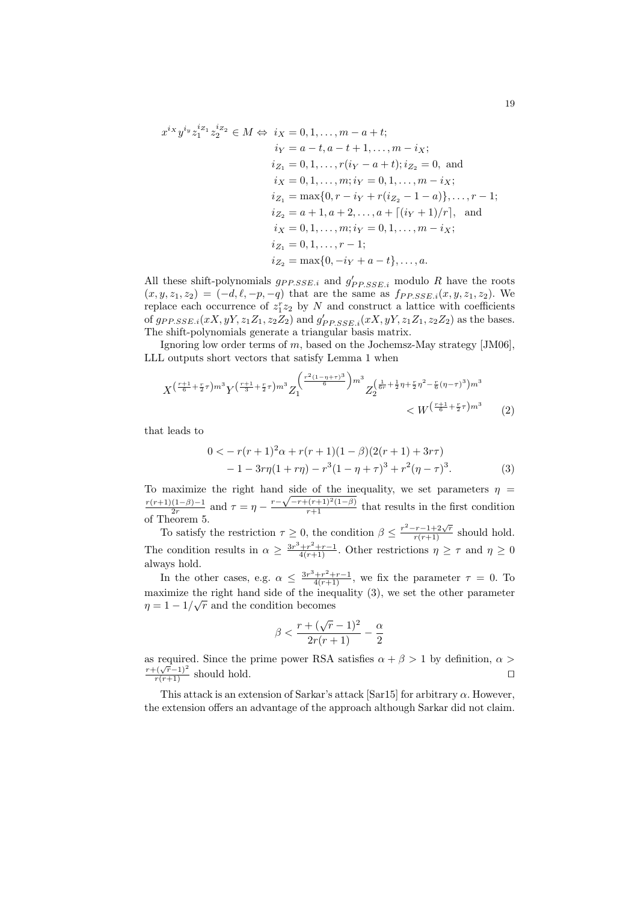$$
\begin{aligned}
x^{i_X} y^{i_y} z_1^{i_{Z_1}} z_2^{i_{Z_2}} \in M \Leftrightarrow\ & i_X = 0, 1, \ldots, m - a + t; \\
& i_Y = a - t, a - t + 1, \ldots, m - i_X; \\
& i_{Z_1} = 0, 1, \ldots, r(i_Y - a + t); i_{Z_2} = 0, \text{ and} \\
& i_X = 0, 1, \ldots, m; i_Y = 0, 1, \ldots, m - i_X; \\
& i_{Z_1} = \max\{0, r - i_Y + r(i_{Z_2} - 1 - a)\}, \ldots, r - 1; \\
& i_{Z_2} = a + 1, a + 2, \ldots, a + \lceil (i_Y + 1)/r \rceil, \text{ and} \\
& i_X = 0, 1, \ldots, m; i_Y = 0, 1, \ldots, m - i_X; \\
& i_{Z_1} = 0, 1, \ldots, r - 1; \\
& i_{Z_2} = \max\{0, -i_Y + a - t\}, \ldots, a.
\end{aligned}
$$

All these shift-polynomials $g_{PP.SSE.i}$ and $g'_{PP.SSE.i}$ modulo $R$ have the roots $(x, y, z_1, z_2) = (-d, \ell, -p, -q)$ that are the same as $f_{PP.SSE.i}(x, y, z_1, z_2)$. We replace each occurrence of $z_1^r z_2$ by $N$ and construct a lattice with coefficients of $g_{PP.SSE.i}(xX, yY, z_1 Z_1, z_2 Z_2)$ and $g'_{PP.SSE.i}(xX, yY, z_1 Z_1, z_2 Z_2)$ as the bases. The shift-polynomials generate a triangular basis matrix.

Ignoring low order terms of $m$, based on the Jochemsz-May strategy [JM06], LLL outputs short vectors that satisfy Lemma 1 when

$$
X^{\left(\frac{r+1}{6} + \frac{r}{2}\tau\right)m^3} Y^{\left(\frac{r+1}{3} + \frac{r}{2}\tau\right)m^3} Z_1^{\left(\frac{r^2(1-\eta+\tau)^3}{6}\right)m^3} Z_2^{\left(\frac{1}{6r} + \frac{1}{2}\eta + \frac{r}{2}\eta^2 - \frac{r}{6}(\eta-\tau)^3\right)m^3} < W^{\left(\frac{r+1}{6} + \frac{r}{2}\tau\right)m^3} \qquad (2)
$$

that leads to

$$
\begin{aligned}
0 <& -r(r+1)^2\alpha + r(r+1)(1-\beta)(2(r+1) + 3r\tau) \\
& - 1 - 3r\eta(1 + r\eta) - r^3(1 - \eta + \tau)^3 + r^2(\eta - \tau)^3. \qquad (3)
\end{aligned}
$$

To maximize the right hand side of the inequality, we set parameters $\eta = \frac{r(r+1)(1-\beta)-1}{2r}$ and $\tau = \eta - \frac{r - \sqrt{-r + (r+1)^2(1-\beta)}}{r+1}$ that results in the first condition of Theorem 5.

To satisfy the restriction $\tau \geq 0$, the condition $\beta \leq \frac{r^2 - r - 1 + 2\sqrt{r}}{r(r+1)}$ should hold. The condition results in $\alpha \geq \frac{3r^3 + r^2 + r - 1}{4(r+1)}$. Other restrictions $\eta \geq \tau$ and $\eta \geq 0$ always hold.

In the other cases, e.g. $\alpha \leq \frac{3r^3 + r^2 + r - 1}{4(r+1)}$, we fix the parameter $\tau = 0$. To maximize the right hand side of the inequality (3), we set the other parameter $\eta = 1 - 1/\sqrt{r}$ and the condition becomes

$$
\beta < \frac{r + (\sqrt{r} - 1)^2}{2r(r+1)} - \frac{\alpha}{2}
$$

as required. Since the prime power RSA satisfies $\alpha + \beta > 1$ by definition, $\alpha > \frac{r + (\sqrt{r} - 1)^2}{r(r+1)}$ should hold. $\square$

This attack is an extension of Sarkar's attack [Sar15] for arbitrary $\alpha$. However, the extension offers an advantage of the approach although Sarkar did not claim.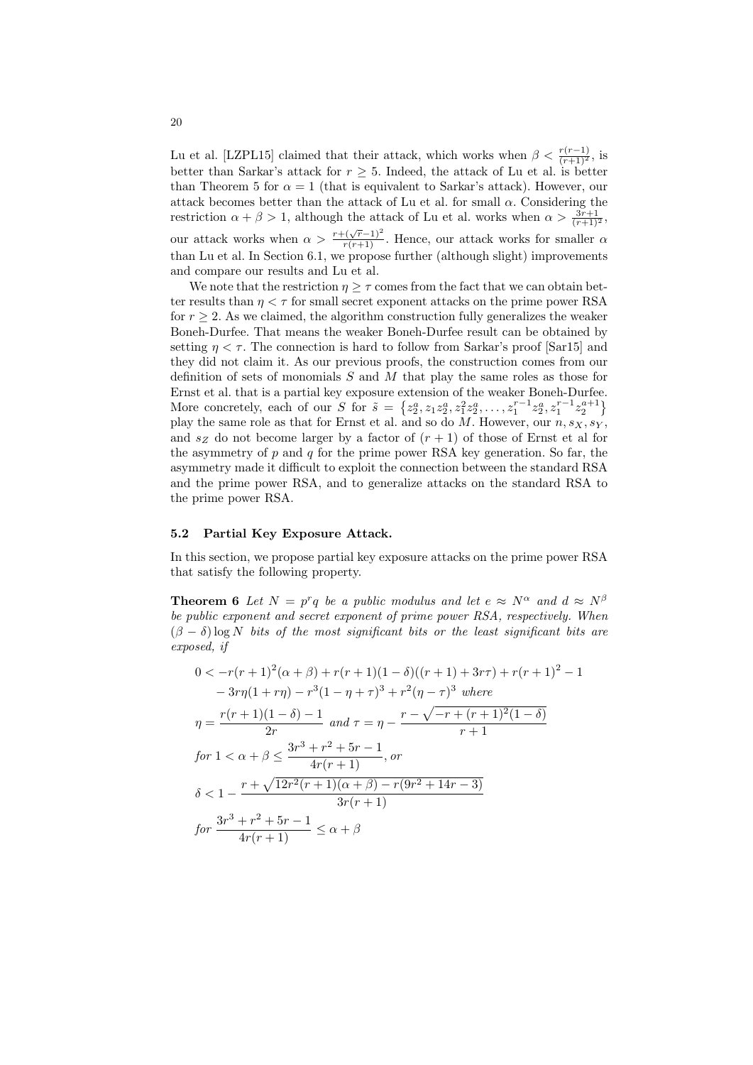Lu et al. [LZPL15] claimed that their attack, which works when $\beta < \frac{r(r-1)}{(r+1)^2}$, is better than Sarkar's attack for $r \geq 5$. Indeed, the attack of Lu et al. is better than Theorem 5 for $\alpha = 1$ (that is equivalent to Sarkar's attack). However, our attack becomes better than the attack of Lu et al. for small $\alpha$. Considering the restriction $\alpha + \beta > 1$, although the attack of Lu et al. works when $\alpha > \frac{3r+1}{(r+1)^2}$, our attack works when $\alpha > \frac{r+(\sqrt{r}-1)^2}{r(r+1)}$. Hence, our attack works for smaller $\alpha$ than Lu et al. In Section 6.1, we propose further (although slight) improvements and compare our results and Lu et al.

We note that the restriction $\eta \geq \tau$ comes from the fact that we can obtain better results than $\eta < \tau$ for small secret exponent attacks on the prime power RSA for $r \geq 2$. As we claimed, the algorithm construction fully generalizes the weaker Boneh-Durfee. That means the weaker Boneh-Durfee result can be obtained by setting $\eta < \tau$. The connection is hard to follow from Sarkar's proof [Sar15] and they did not claim it. As our previous proofs, the construction comes from our definition of sets of monomials $S$ and $M$ that play the same roles as those for Ernst et al. that is a partial key exposure extension of the weaker Boneh-Durfee. More concretely, each of our $S$ for $\tilde{s} = \left\{z_2^a, z_1 z_2^a, z_1^2 z_2^a, \ldots, z_1^{r-1} z_2^a, z_1^{r-1} z_2^{a+1}\right\}$ play the same role as that for Ernst et al. and so do $M$. However, our $n, s_X, s_Y$, and $s_Z$ do not become larger by a factor of $(r+1)$ of those of Ernst et al for the asymmetry of $p$ and $q$ for the prime power RSA key generation. So far, the asymmetry made it difficult to exploit the connection between the standard RSA and the prime power RSA, and to generalize attacks on the standard RSA to the prime power RSA.

### 5.2 Partial Key Exposure Attack.

In this section, we propose partial key exposure attacks on the prime power RSA that satisfy the following property.

**Theorem 6** *Let $N = p^r q$ be a public modulus and let $e \approx N^\alpha$ and $d \approx N^\beta$ be public exponent and secret exponent of prime power RSA, respectively. When $(\beta - \delta)\log N$ bits of the most significant bits or the least significant bits are exposed, if*

$$
\begin{aligned}
0 < & -r(r+1)^2(\alpha+\beta) + r(r+1)(1-\delta)((r+1)+3r\tau) + r(r+1)^2 - 1 \\
& - 3r\eta(1+r\eta) - r^3(1-\eta+\tau)^3 + r^2(\eta-\tau)^3 \quad \text{where} \\
\eta = & \frac{r(r+1)(1-\delta)-1}{2r} \quad \text{and} \quad \tau = \eta - \frac{r - \sqrt{-r+(r+1)^2(1-\delta)}}{r+1} \\
\text{for } & 1 < \alpha + \beta \leq \frac{3r^3+r^2+5r-1}{4r(r+1)}, \text{ or} \\
\delta < & 1 - \frac{r + \sqrt{12r^2(r+1)(\alpha+\beta) - r(9r^2+14r-3)}}{3r(r+1)} \\
\text{for } & \frac{3r^3+r^2+5r-1}{4r(r+1)} \leq \alpha + \beta
\end{aligned}
$$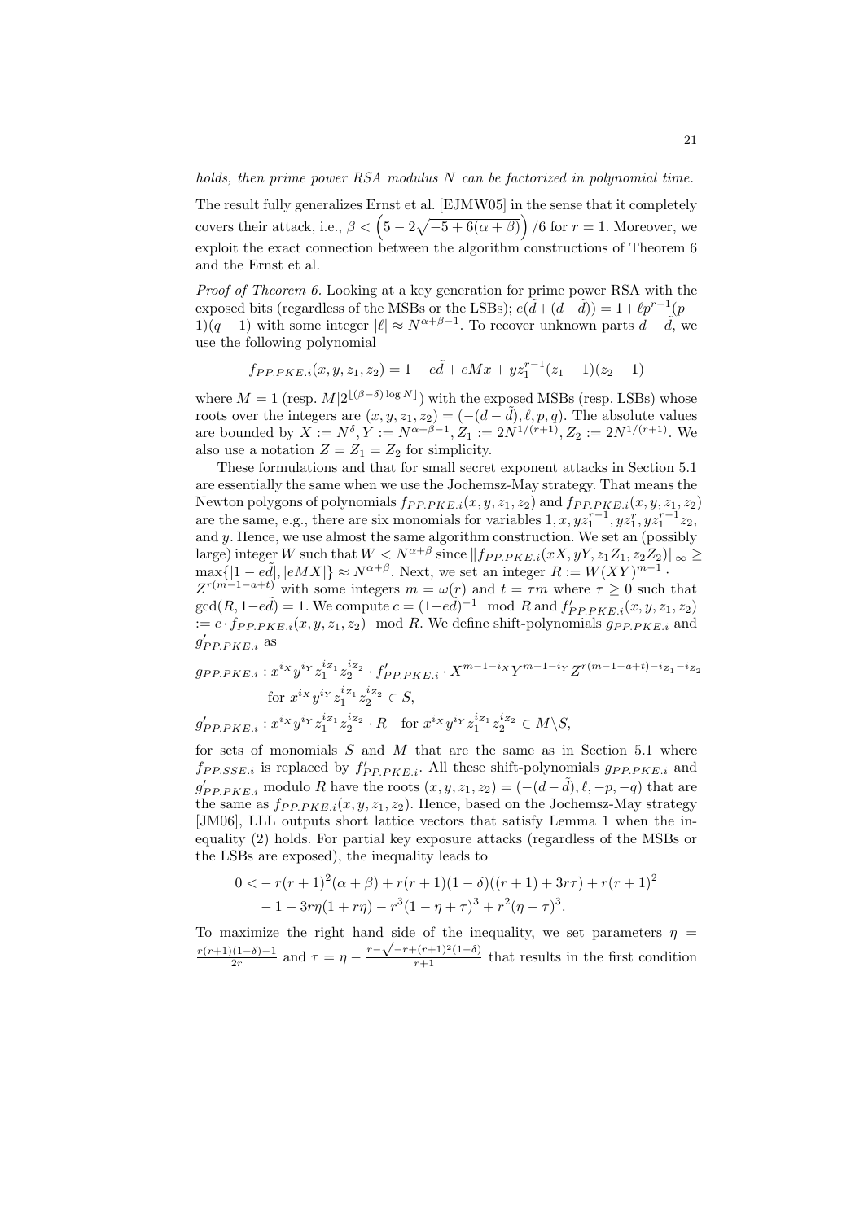*holds, then prime power RSA modulus $N$ can be factorized in polynomial time.*

The result fully generalizes Ernst et al. [EJMW05] in the sense that it completely covers their attack, i.e., $\beta < \left(5 - 2\sqrt{-5 + 6(\alpha+\beta)}\right)/6$ for $r = 1$. Moreover, we exploit the exact connection between the algorithm constructions of Theorem 6 and the Ernst et al.

*Proof of Theorem 6.* Looking at a key generation for prime power RSA with the exposed bits (regardless of the MSBs or the LSBs); $e(\tilde{d}+(d-\tilde{d})) = 1+\ell p^{r-1}(p-1)(q-1)$ with some integer $|\ell| \approx N^{\alpha+\beta-1}$. To recover unknown parts $d-\tilde{d}$, we use the following polynomial

$$f_{PP.PKE.i}(x, y, z_1, z_2) = 1 - e\tilde{d} + eMx + yz_1^{r-1}(z_1 - 1)(z_2 - 1)$$

where $M = 1$ (resp. $M|2^{\lfloor(\beta-\delta)\log N\rfloor}$) with the exposed MSBs (resp. LSBs) whose roots over the integers are $(x, y, z_1, z_2) = (-(d-\tilde{d}), \ell, p, q)$. The absolute values are bounded by $X := N^{\delta}, Y := N^{\alpha+\beta-1}, Z_1 := 2N^{1/(r+1)}, Z_2 := 2N^{1/(r+1)}$. We also use a notation $Z = Z_1 = Z_2$ for simplicity.

These formulations and that for small secret exponent attacks in Section 5.1 are essentially the same when we use the Jochemsz-May strategy. That means the Newton polygons of polynomials $f_{PP.PKE.i}(x, y, z_1, z_2)$ and $f_{PP.PKE.i}(x, y, z_1, z_2)$ are the same, e.g., there are six monomials for variables $1, x, yz_1^{r-1}, yz_1^{r}, yz_1^{r-1}z_2$, and $y$. Hence, we use almost the same algorithm construction. We set an (possibly large) integer $W$ such that $W < N^{\alpha+\beta}$ since $\|f_{PP.PKE.i}(xX, yY, z_1Z_1, z_2Z_2)\|_\infty \geq \max\{|1-e\tilde{d}|, |eMX|\} \approx N^{\alpha+\beta}$. Next, we set an integer $R := W(XY)^{m-1}\cdot Z^{r(m-1-a+t)}$ with some integers $m = \omega(r)$ and $t = \tau m$ where $\tau \geq 0$ such that $\gcd(R, 1-e\tilde{d}) = 1$. We compute $c = (1-e\tilde{d})^{-1} \mod R$ and $f'_{PP.PKE.i}(x, y, z_1, z_2) := c \cdot f_{PP.PKE.i}(x, y, z_1, z_2) \mod R$. We define shift-polynomials $g_{PP.PKE.i}$ and $g'_{PP.PKE.i}$ as

$$g_{PP.PKE.i} : x^{i_X}y^{i_Y}z_1^{i_{Z_1}}z_2^{i_{Z_2}} \cdot f'_{PP.PKE.i} \cdot X^{m-1-i_X}Y^{m-1-i_Y}Z^{r(m-1-a+t)-i_{Z_1}-i_{Z_2}}$$
$$\text{for } x^{i_X}y^{i_Y}z_1^{i_{Z_1}}z_2^{i_{Z_2}} \in S,$$
$$g'_{PP.PKE.i} : x^{i_X}y^{i_Y}z_1^{i_{Z_1}}z_2^{i_{Z_2}} \cdot R \quad \text{for } x^{i_X}y^{i_Y}z_1^{i_{Z_1}}z_2^{i_{Z_2}} \in M\backslash S,$$

for sets of monomials $S$ and $M$ that are the same as in Section 5.1 where $f_{PP.SSE.i}$ is replaced by $f'_{PP.PKE.i}$. All these shift-polynomials $g_{PP.PKE.i}$ and $g'_{PP.PKE.i}$ modulo $R$ have the roots $(x, y, z_1, z_2) = (-(d-\tilde{d}), \ell, -p, -q)$ that are the same as $f_{PP.PKE.i}(x, y, z_1, z_2)$. Hence, based on the Jochemsz-May strategy [JM06], LLL outputs short lattice vectors that satisfy Lemma 1 when the inequality (2) holds. For partial key exposure attacks (regardless of the MSBs or the LSBs are exposed), the inequality leads to

$$\begin{aligned}0 < &-r(r+1)^2(\alpha+\beta) + r(r+1)(1-\delta)((r+1)+3r\tau) + r(r+1)^2\\ &-1 - 3r\eta(1+r\eta) - r^3(1-\eta+\tau)^3 + r^2(\eta-\tau)^3.\end{aligned}$$

To maximize the right hand side of the inequality, we set parameters $\eta = \frac{r(r+1)(1-\delta)-1}{2r}$ and $\tau = \eta - \frac{r-\sqrt{-r+(r+1)^2(1-\delta)}}{r+1}$ that results in the first condition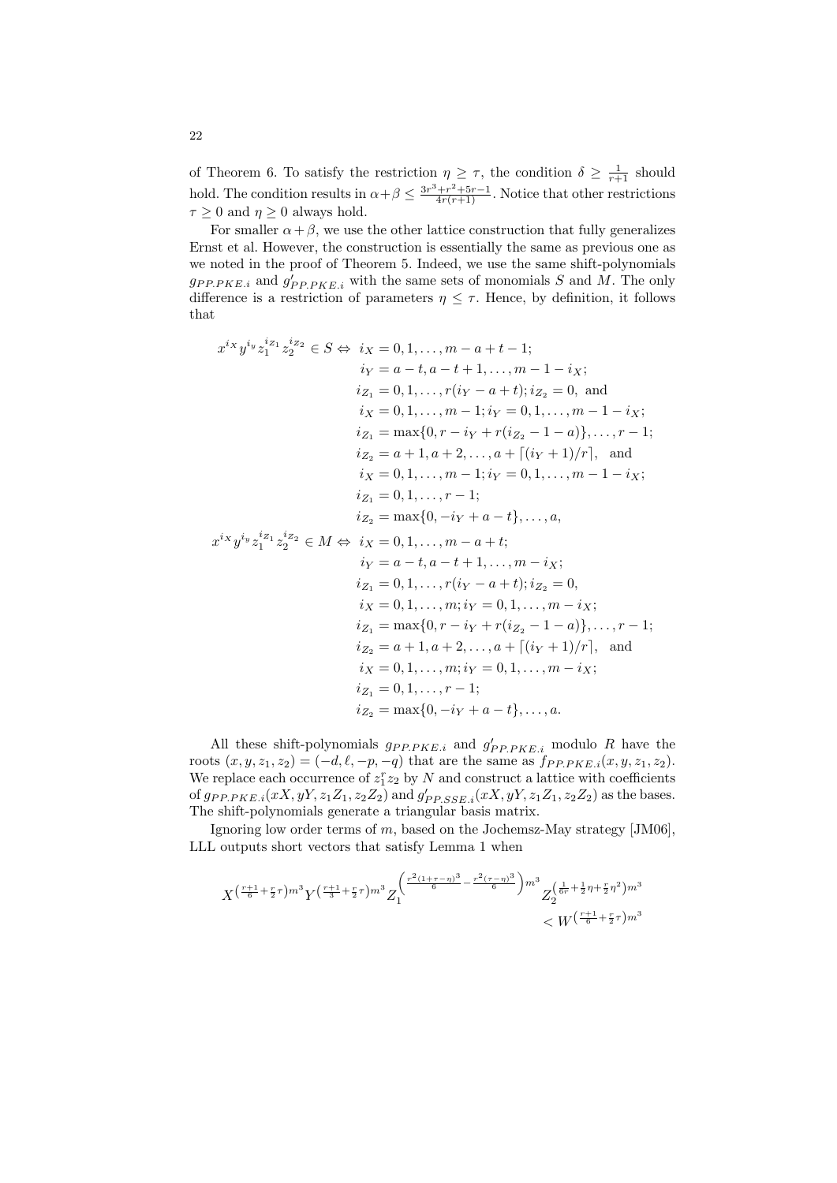of Theorem 6. To satisfy the restriction $\eta \geq \tau$, the condition $\delta \geq \frac{1}{r+1}$ should hold. The condition results in $\alpha+\beta \leq \frac{3r^3+r^2+5r-1}{4r(r+1)}$. Notice that other restrictions $\tau \geq 0$ and $\eta \geq 0$ always hold.

For smaller $\alpha+\beta$, we use the other lattice construction that fully generalizes Ernst et al. However, the construction is essentially the same as previous one as we noted in the proof of Theorem 5. Indeed, we use the same shift-polynomials $g_{PP.PKE.i}$ and $g'_{PP.PKE.i}$ with the same sets of monomials $S$ and $M$. The only difference is a restriction of parameters $\eta \leq \tau$. Hence, by definition, it follows that

$$
\begin{aligned}
x^{i_X} y^{i_y} z_1^{i_{Z_1}} z_2^{i_{Z_2}} \in S \Leftrightarrow\ & i_X = 0, 1, \ldots, m-a+t-1; \\
& i_Y = a-t, a-t+1, \ldots, m-1-i_X; \\
& i_{Z_1} = 0, 1, \ldots, r(i_Y - a + t); i_{Z_2} = 0, \text{ and} \\
& i_X = 0, 1, \ldots, m-1; i_Y = 0, 1, \ldots, m-1-i_X; \\
& i_{Z_1} = \max\{0, r - i_Y + r(i_{Z_2} - 1 - a)\}, \ldots, r-1; \\
& i_{Z_2} = a+1, a+2, \ldots, a + \lceil (i_Y+1)/r \rceil, \text{ and} \\
& i_X = 0, 1, \ldots, m-1; i_Y = 0, 1, \ldots, m-1-i_X; \\
& i_{Z_1} = 0, 1, \ldots, r-1; \\
& i_{Z_2} = \max\{0, -i_Y + a - t\}, \ldots, a, \\
x^{i_X} y^{i_y} z_1^{i_{Z_1}} z_2^{i_{Z_2}} \in M \Leftrightarrow\ & i_X = 0, 1, \ldots, m-a+t; \\
& i_Y = a-t, a-t+1, \ldots, m-i_X; \\
& i_{Z_1} = 0, 1, \ldots, r(i_Y - a + t); i_{Z_2} = 0, \\
& i_X = 0, 1, \ldots, m; i_Y = 0, 1, \ldots, m-i_X; \\
& i_{Z_1} = \max\{0, r - i_Y + r(i_{Z_2} - 1 - a)\}, \ldots, r-1; \\
& i_{Z_2} = a+1, a+2, \ldots, a + \lceil (i_Y+1)/r \rceil, \text{ and} \\
& i_X = 0, 1, \ldots, m; i_Y = 0, 1, \ldots, m-i_X; \\
& i_{Z_1} = 0, 1, \ldots, r-1; \\
& i_{Z_2} = \max\{0, -i_Y + a - t\}, \ldots, a.
\end{aligned}
$$

All these shift-polynomials $g_{PP.PKE.i}$ and $g'_{PP.PKE.i}$ modulo $R$ have the roots $(x, y, z_1, z_2) = (-d, \ell, -p, -q)$ that are the same as $f_{PP.PKE.i}(x, y, z_1, z_2)$. We replace each occurrence of $z_1^r z_2$ by $N$ and construct a lattice with coefficients of $g_{PP.PKE.i}(xX, yY, z_1Z_1, z_2Z_2)$ and $g'_{PP.SSE.i}(xX, yY, z_1Z_1, z_2Z_2)$ as the bases. The shift-polynomials generate a triangular basis matrix.

Ignoring low order terms of $m$, based on the Jochemsz-May strategy [JM06], LLL outputs short vectors that satisfy Lemma 1 when

$$
X^{\left(\frac{r+1}{6}+\frac{r}{2}\tau\right)m^3} Y^{\left(\frac{r+1}{3}+\frac{r}{2}\tau\right)m^3} Z_1^{\left(\frac{r^2(1+\tau-\eta)^3}{6}-\frac{r^2(\tau-\eta)^3}{6}\right)m^3} Z_2^{\left(\frac{1}{6r}+\frac{1}{2}\eta+\frac{r}{2}\eta^2\right)m^3} < W^{\left(\frac{r+1}{6}+\frac{r}{2}\tau\right)m^3}
$$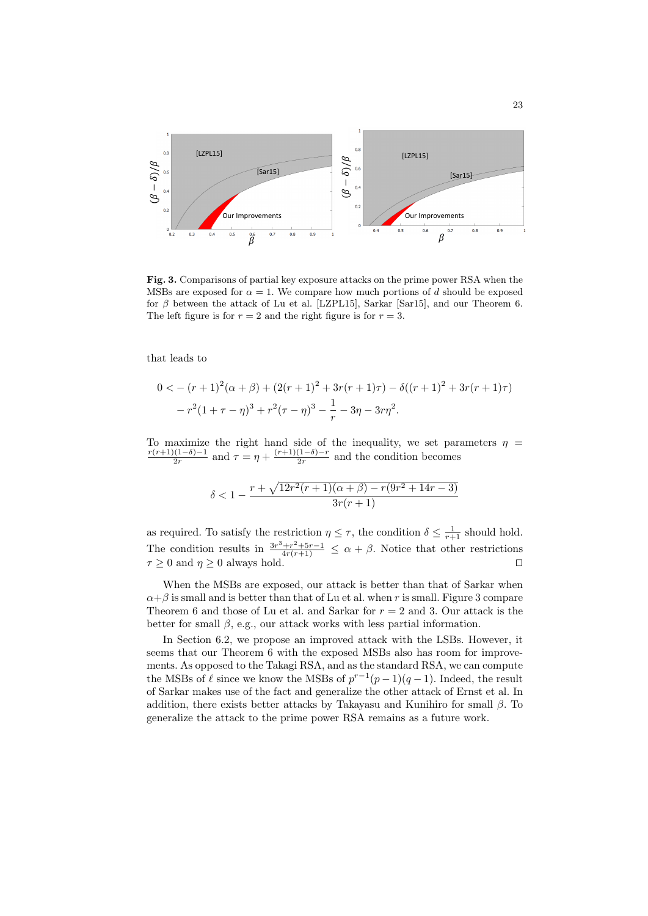**Fig. 3.** Comparisons of partial key exposure attacks on the prime power RSA when the MSBs are exposed for $\alpha = 1$. We compare how much portions of $d$ should be exposed for $\beta$ between the attack of Lu et al. [LZPL15], Sarkar [Sar15], and our Theorem 6. The left figure is for $r = 2$ and the right figure is for $r = 3$.

that leads to

$$
\begin{aligned}
0 < &-(r+1)^2(\alpha+\beta) + (2(r+1)^2 + 3r(r+1)\tau) - \delta((r+1)^2 + 3r(r+1)\tau) \\
&- r^2(1+\tau-\eta)^3 + r^2(\tau-\eta)^3 - \frac{1}{r} - 3\eta - 3r\eta^2.
\end{aligned}
$$

To maximize the right hand side of the inequality, we set parameters $\eta = \frac{r(r+1)(1-\delta)-1}{2r}$ and $\tau = \eta + \frac{(r+1)(1-\delta)-r}{2r}$ and the condition becomes

$$
\delta < 1 - \frac{r + \sqrt{12r^2(r+1)(\alpha+\beta) - r(9r^2+14r-3)}}{3r(r+1)}
$$

as required. To satisfy the restriction $\eta \leq \tau$, the condition $\delta \leq \frac{1}{r+1}$ should hold. The condition results in $\frac{3r^3+r^2+5r-1}{4r(r+1)} \leq \alpha + \beta$. Notice that other restrictions $\tau \geq 0$ and $\eta \geq 0$ always hold. □

When the MSBs are exposed, our attack is better than that of Sarkar when $\alpha+\beta$ is small and is better than that of Lu et al. when $r$ is small. Figure 3 compare Theorem 6 and those of Lu et al. and Sarkar for $r = 2$ and 3. Our attack is the better for small $\beta$, e.g., our attack works with less partial information.

In Section 6.2, we propose an improved attack with the LSBs. However, it seems that our Theorem 6 with the exposed MSBs also has room for improvements. As opposed to the Takagi RSA, and as the standard RSA, we can compute the MSBs of $\ell$ since we know the MSBs of $p^{r-1}(p-1)(q-1)$. Indeed, the result of Sarkar makes use of the fact and generalize the other attack of Ernst et al. In addition, there exists better attacks by Takayasu and Kunihiro for small $\beta$. To generalize the attack to the prime power RSA remains as a future work.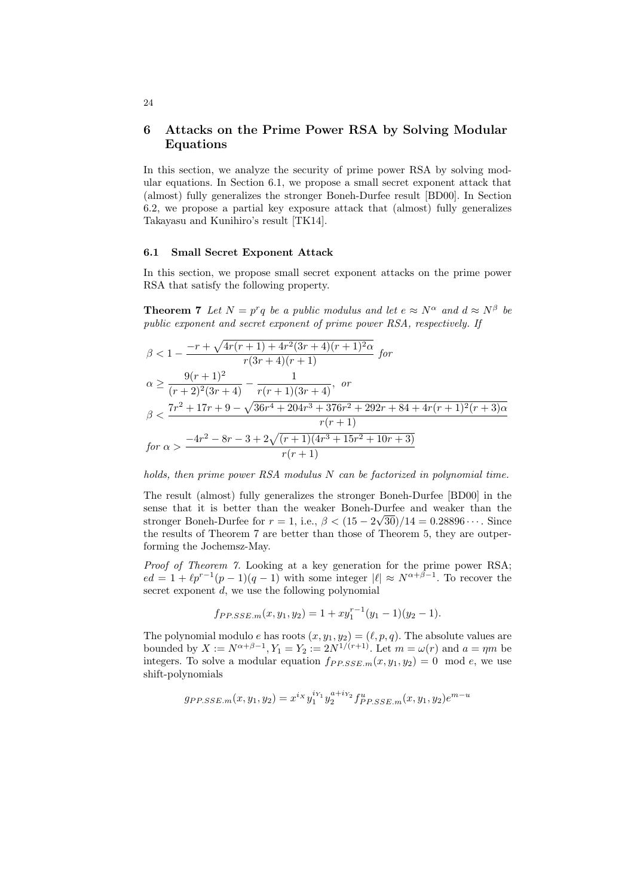## 6 Attacks on the Prime Power RSA by Solving Modular Equations

In this section, we analyze the security of prime power RSA by solving modular equations. In Section 6.1, we propose a small secret exponent attack that (almost) fully generalizes the stronger Boneh-Durfee result [BD00]. In Section 6.2, we propose a partial key exposure attack that (almost) fully generalizes Takayasu and Kunihiro's result [TK14].

### 6.1 Small Secret Exponent Attack

In this section, we propose small secret exponent attacks on the prime power RSA that satisfy the following property.

**Theorem 7** *Let $N = p^r q$ be a public modulus and let $e \approx N^\alpha$ and $d \approx N^\beta$ be public exponent and secret exponent of prime power RSA, respectively. If*

$$\beta < 1 - \frac{-r + \sqrt{4r(r+1) + 4r^2(3r+4)(r+1)^2\alpha}}{r(3r+4)(r+1)} \text{ for}$$

$$\alpha \geq \frac{9(r+1)^2}{(r+2)^2(3r+4)} - \frac{1}{r(r+1)(3r+4)}, \text{ or}$$

$$\beta < \frac{7r^2 + 17r + 9 - \sqrt{36r^4 + 204r^3 + 376r^2 + 292r + 84 + 4r(r+1)^2(r+3)\alpha}}{r(r+1)}$$

$$\text{for } \alpha > \frac{-4r^2 - 8r - 3 + 2\sqrt{(r+1)(4r^3 + 15r^2 + 10r + 3)}}{r(r+1)}$$

*holds, then prime power RSA modulus $N$ can be factorized in polynomial time.*

The result (almost) fully generalizes the stronger Boneh-Durfee [BD00] in the sense that it is better than the weaker Boneh-Durfee and weaker than the stronger Boneh-Durfee for $r = 1$, i.e., $\beta < (15 - 2\sqrt{30})/14 = 0.28896\cdots$. Since the results of Theorem 7 are better than those of Theorem 5, they are outperforming the Jochemsz-May.

*Proof of Theorem 7.* Looking at a key generation for the prime power RSA; $ed = 1 + \ell p^{r-1}(p-1)(q-1)$ with some integer $|\ell| \approx N^{\alpha+\beta-1}$. To recover the secret exponent $d$, we use the following polynomial

$$f_{PP.SSE.m}(x, y_1, y_2) = 1 + xy_1^{r-1}(y_1 - 1)(y_2 - 1).$$

The polynomial modulo $e$ has roots $(x, y_1, y_2) = (\ell, p, q)$. The absolute values are bounded by $X := N^{\alpha+\beta-1}, Y_1 = Y_2 := 2N^{1/(r+1)}$. Let $m = \omega(r)$ and $a = \eta m$ be integers. To solve a modular equation $f_{PP.SSE.m}(x, y_1, y_2) = 0 \mod e$, we use shift-polynomials

$$g_{PP.SSE.m}(x, y_1, y_2) = x^{i_X} y_1^{i_{Y_1}} y_2^{a+i_{Y_2}} f^u_{PP.SSE.m}(x, y_1, y_2) e^{m-u}$$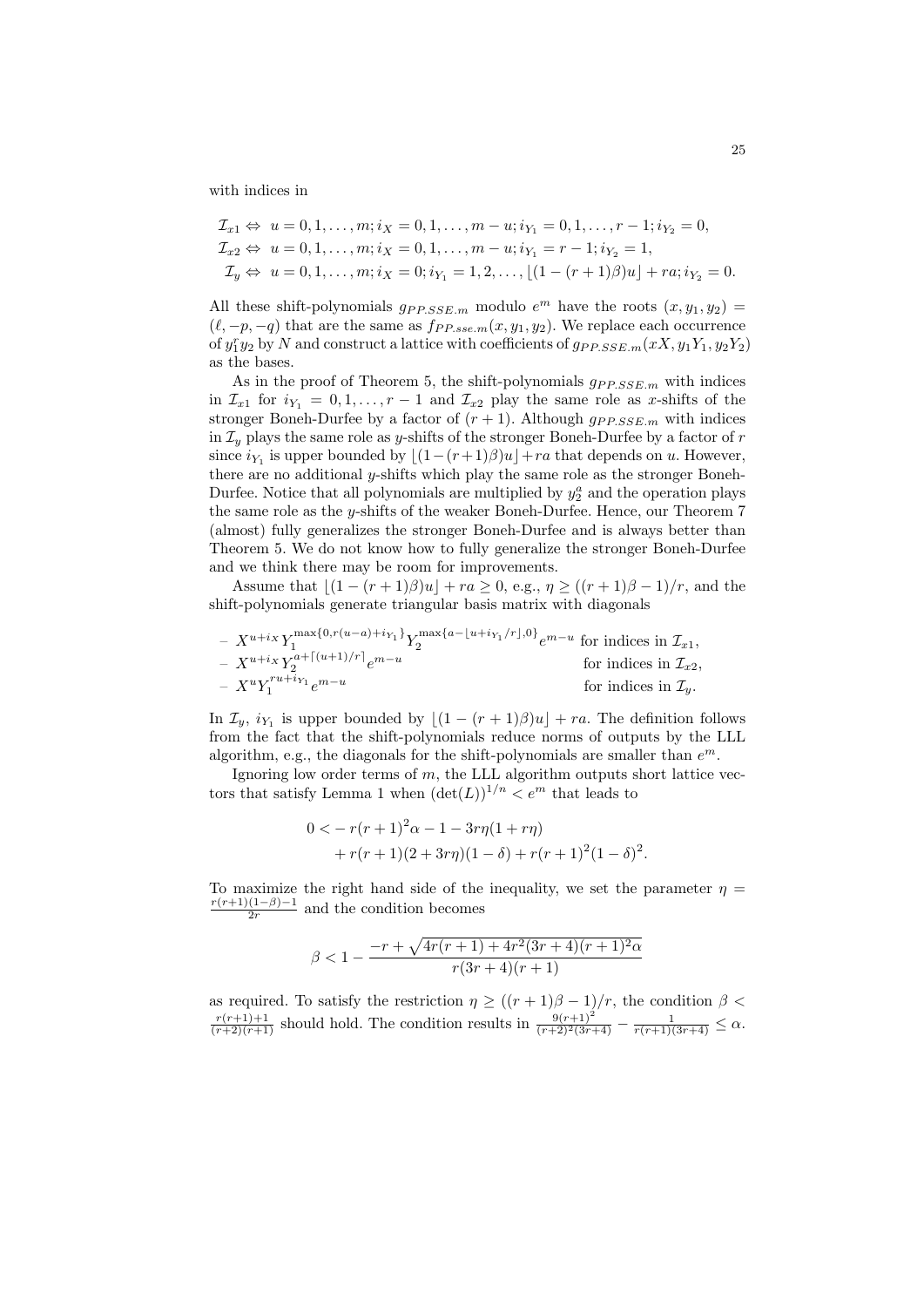with indices in

$$
\begin{aligned}
\mathcal{I}_{x1} &\Leftrightarrow\ u = 0, 1, \ldots, m; i_X = 0, 1, \ldots, m-u; i_{Y_1} = 0, 1, \ldots, r-1; i_{Y_2} = 0,\\
\mathcal{I}_{x2} &\Leftrightarrow\ u = 0, 1, \ldots, m; i_X = 0, 1, \ldots, m-u; i_{Y_1} = r-1; i_{Y_2} = 1,\\
\mathcal{I}_{y} &\Leftrightarrow\ u = 0, 1, \ldots, m; i_X = 0; i_{Y_1} = 1, 2, \ldots, \lfloor (1-(r+1)\beta)u \rfloor + ra; i_{Y_2} = 0.
\end{aligned}
$$

All these shift-polynomials $g_{PP.SSE.m}$ modulo $e^m$ have the roots $(x, y_1, y_2) = (\ell, -p, -q)$ that are the same as $f_{PP.sse.m}(x, y_1, y_2)$. We replace each occurrence of $y_1^r y_2$ by $N$ and construct a lattice with coefficients of $g_{PP.SSE.m}(xX, y_1Y_1, y_2Y_2)$ as the bases.

As in the proof of Theorem 5, the shift-polynomials $g_{PP.SSE.m}$ with indices in $\mathcal{I}_{x1}$ for $i_{Y_1} = 0, 1, \ldots, r-1$ and $\mathcal{I}_{x2}$ play the same role as $x$-shifts of the stronger Boneh-Durfee by a factor of $(r+1)$. Although $g_{PP.SSE.m}$ with indices in $\mathcal{I}_y$ plays the same role as $y$-shifts of the stronger Boneh-Durfee by a factor of $r$ since $i_{Y_1}$ is upper bounded by $\lfloor (1-(r+1)\beta)u \rfloor + ra$ that depends on $u$. However, there are no additional $y$-shifts which play the same role as the stronger Boneh-Durfee. Notice that all polynomials are multiplied by $y_2^a$ and the operation plays the same role as the $y$-shifts of the weaker Boneh-Durfee. Hence, our Theorem 7 (almost) fully generalizes the stronger Boneh-Durfee and is always better than Theorem 5. We do not know how to fully generalize the stronger Boneh-Durfee and we think there may be room for improvements.

Assume that $\lfloor (1-(r+1)\beta)u \rfloor + ra \geq 0$, e.g., $\eta \geq ((r+1)\beta - 1)/r$, and the shift-polynomials generate triangular basis matrix with diagonals

- $X^{u+i_X} Y_1^{\max\{0, r(u-a)+i_{Y_1}\}} Y_2^{\max\{a - \lfloor u + i_{Y_1}/r \rfloor, 0\}} e^{m-u}$ for indices in $\mathcal{I}_{x1}$,
- $X^{u+i_X} Y_2^{a + \lceil (u+1)/r \rceil} e^{m-u}$ for indices in $\mathcal{I}_{x2}$,
- $X^{u} Y_1^{ru + i_{Y_1}} e^{m-u}$ for indices in $\mathcal{I}_{y}$.

In $\mathcal{I}_y$, $i_{Y_1}$ is upper bounded by $\lfloor (1-(r+1)\beta)u \rfloor + ra$. The definition follows from the fact that the shift-polynomials reduce norms of outputs by the LLL algorithm, e.g., the diagonals for the shift-polynomials are smaller than $e^m$.

Ignoring low order terms of $m$, the LLL algorithm outputs short lattice vectors that satisfy Lemma 1 when $(\det(L))^{1/n} < e^m$ that leads to

$$
\begin{aligned}
0 < &-r(r+1)^2\alpha - 1 - 3r\eta(1 + r\eta)\\
&+ r(r+1)(2 + 3r\eta)(1-\delta) + r(r+1)^2(1-\delta)^2.
\end{aligned}
$$

To maximize the right hand side of the inequality, we set the parameter $\eta = \frac{r(r+1)(1-\beta)-1}{2r}$ and the condition becomes

$$
\beta < 1 - \frac{-r + \sqrt{4r(r+1) + 4r^2(3r+4)(r+1)^2\alpha}}{r(3r+4)(r+1)}
$$

as required. To satisfy the restriction $\eta \geq ((r+1)\beta - 1)/r$, the condition $\beta < \frac{r(r+1)+1}{(r+2)(r+1)}$ should hold. The condition results in $\frac{9(r+1)^2}{(r+2)^2(3r+4)} - \frac{1}{r(r+1)(3r+4)} \leq \alpha$.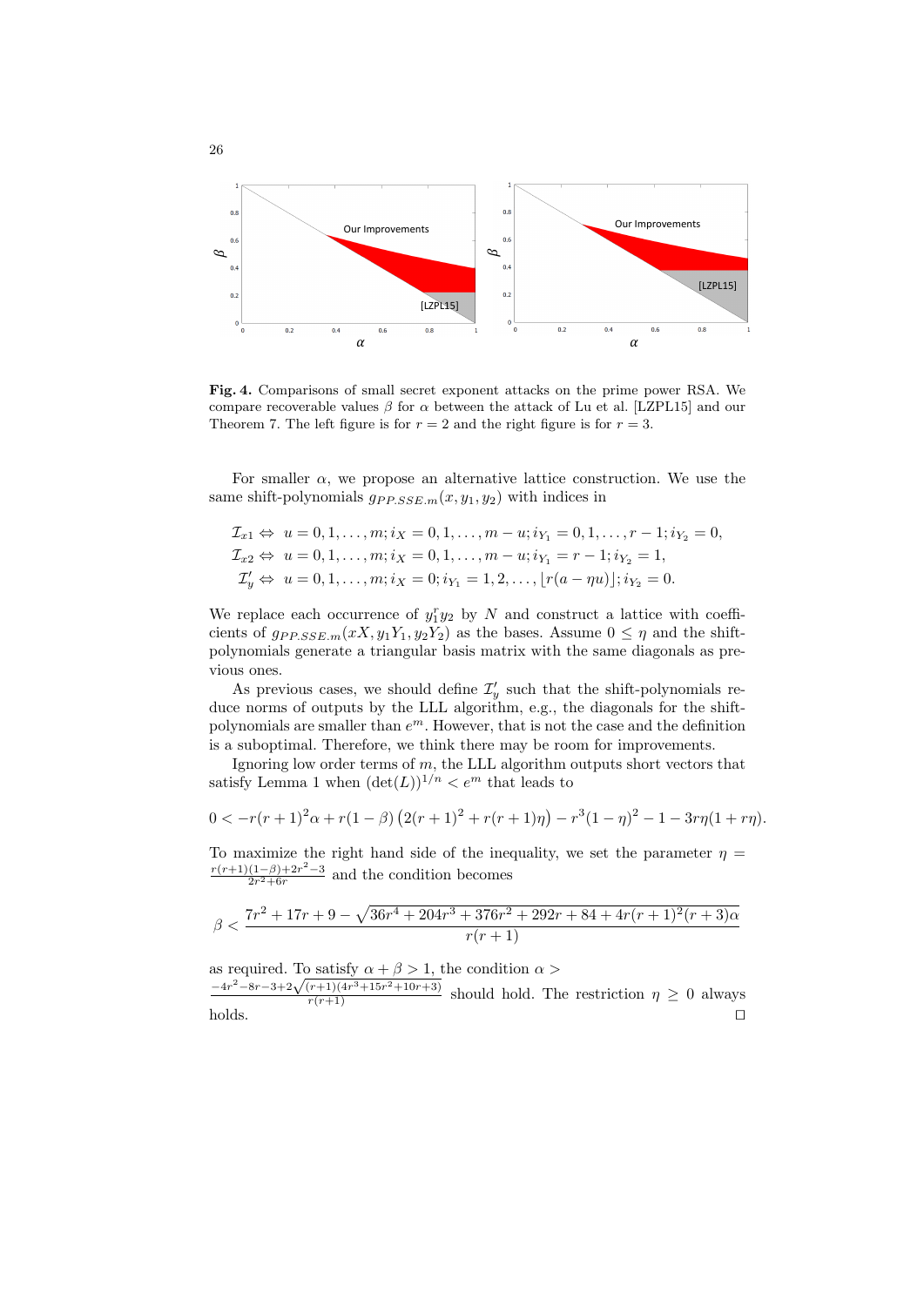**Fig. 4.** Comparisons of small secret exponent attacks on the prime power RSA. We compare recoverable values $\beta$ for $\alpha$ between the attack of Lu et al. [LZPL15] and our Theorem 7. The left figure is for $r = 2$ and the right figure is for $r = 3$.

For smaller $\alpha$, we propose an alternative lattice construction. We use the same shift-polynomials $g_{PP.SSE.m}(x, y_1, y_2)$ with indices in

$$\mathcal{I}_{x1} \Leftrightarrow\ u = 0, 1, \ldots, m; i_X = 0, 1, \ldots, m-u; i_{Y_1} = 0, 1, \ldots, r-1; i_{Y_2} = 0,$$
$$\mathcal{I}_{x2} \Leftrightarrow\ u = 0, 1, \ldots, m; i_X = 0, 1, \ldots, m-u; i_{Y_1} = r-1; i_{Y_2} = 1,$$
$$\mathcal{I}'_y \Leftrightarrow\ u = 0, 1, \ldots, m; i_X = 0; i_{Y_1} = 1, 2, \ldots, \lfloor r(a - \eta u) \rfloor; i_{Y_2} = 0.$$

We replace each occurrence of $y_1^r y_2$ by $N$ and construct a lattice with coefficients of $g_{PP.SSE.m}(xX, y_1Y_1, y_2Y_2)$ as the bases. Assume $0 \leq \eta$ and the shift-polynomials generate a triangular basis matrix with the same diagonals as previous ones.

As previous cases, we should define $\mathcal{I}'_y$ such that the shift-polynomials reduce norms of outputs by the LLL algorithm, e.g., the diagonals for the shift-polynomials are smaller than $e^m$. However, that is not the case and the definition is a suboptimal. Therefore, we think there may be room for improvements.

Ignoring low order terms of $m$, the LLL algorithm outputs short vectors that satisfy Lemma 1 when $(\det(L))^{1/n} < e^m$ that leads to

$$0 < -r(r+1)^2\alpha + r(1-\beta)\left(2(r+1)^2 + r(r+1)\eta\right) - r^3(1-\eta)^2 - 1 - 3r\eta(1 + r\eta).$$

To maximize the right hand side of the inequality, we set the parameter $\eta = \frac{r(r+1)(1-\beta)+2r^2-3}{2r^2+6r}$ and the condition becomes

$$\beta < \frac{7r^2 + 17r + 9 - \sqrt{36r^4 + 204r^3 + 376r^2 + 292r + 84 + 4r(r+1)^2(r+3)\alpha}}{r(r+1)}$$

as required. To satisfy $\alpha + \beta > 1$, the condition $\alpha > \frac{-4r^2-8r-3+2\sqrt{(r+1)(4r^3+15r^2+10r+3)}}{r(r+1)}$ should hold. The restriction $\eta \geq 0$ always holds. $\square$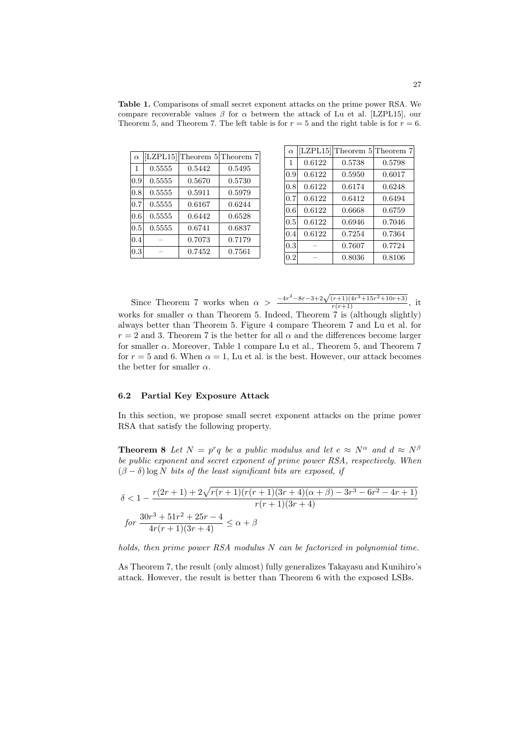**Table 1.** Comparisons of small secret exponent attacks on the prime power RSA. We compare recoverable values $\beta$ for $\alpha$ between the attack of Lu et al. [LZPL15], our Theorem 5, and Theorem 7. The left table is for $r = 5$ and the right table is for $r = 6$.

| $\alpha$ | [LZPL15] | Theorem 5 | Theorem 7 |
|---|---|---|---|
| 1 | 0.5555 | 0.5442 | 0.5495 |
| 0.9 | 0.5555 | 0.5670 | 0.5730 |
| 0.8 | 0.5555 | 0.5911 | 0.5979 |
| 0.7 | 0.5555 | 0.6167 | 0.6244 |
| 0.6 | 0.5555 | 0.6442 | 0.6528 |
| 0.5 | 0.5555 | 0.6741 | 0.6837 |
| 0.4 | – | 0.7073 | 0.7179 |
| 0.3 | – | 0.7452 | 0.7561 |

| $\alpha$ | [LZPL15] | Theorem 5 | Theorem 7 |
|---|---|---|---|
| 1 | 0.6122 | 0.5738 | 0.5798 |
| 0.9 | 0.6122 | 0.5950 | 0.6017 |
| 0.8 | 0.6122 | 0.6174 | 0.6248 |
| 0.7 | 0.6122 | 0.6412 | 0.6494 |
| 0.6 | 0.6122 | 0.6668 | 0.6759 |
| 0.5 | 0.6122 | 0.6946 | 0.7046 |
| 0.4 | 0.6122 | 0.7254 | 0.7364 |
| 0.3 | – | 0.7607 | 0.7724 |
| 0.2 | – | 0.8036 | 0.8106 |

Since Theorem 7 works when $\alpha > \frac{-4r^2-8r-3+2\sqrt{(r+1)(4r^3+15r^2+10r+3)}}{r(r+1)}$, it works for smaller $\alpha$ than Theorem 5. Indeed, Theorem 7 is (although slightly) always better than Theorem 5. Figure 4 compare Theorem 7 and Lu et al. for $r = 2$ and 3. Theorem 7 is the better for all $\alpha$ and the differences become larger for smaller $\alpha$. Moreover, Table 1 compare Lu et al., Theorem 5, and Theorem 7 for $r = 5$ and 6. When $\alpha = 1$, Lu et al. is the best. However, our attack becomes the better for smaller $\alpha$.

### 6.2 Partial Key Exposure Attack

In this section, we propose small secret exponent attacks on the prime power RSA that satisfy the following property.

**Theorem 8** *Let $N = p^r q$ be a public modulus and let $e \approx N^\alpha$ and $d \approx N^\beta$ be public exponent and secret exponent of prime power RSA, respectively. When $(\beta - \delta)\log N$ bits of the least significant bits are exposed, if*

$$\delta < 1 - \frac{r(2r+1) + 2\sqrt{r(r+1)(r(r+1)(3r+4)(\alpha+\beta) - 3r^3 - 6r^2 - 4r + 1)}}{r(r+1)(3r+4)}$$

$$\text{for } \frac{30r^3 + 51r^2 + 25r - 4}{4r(r+1)(3r+4)} \leq \alpha + \beta$$

*holds, then prime power RSA modulus $N$ can be factorized in polynomial time.*

As Theorem 7, the result (only almost) fully generalizes Takayasu and Kunihiro's attack. However, the result is better than Theorem 6 with the exposed LSBs.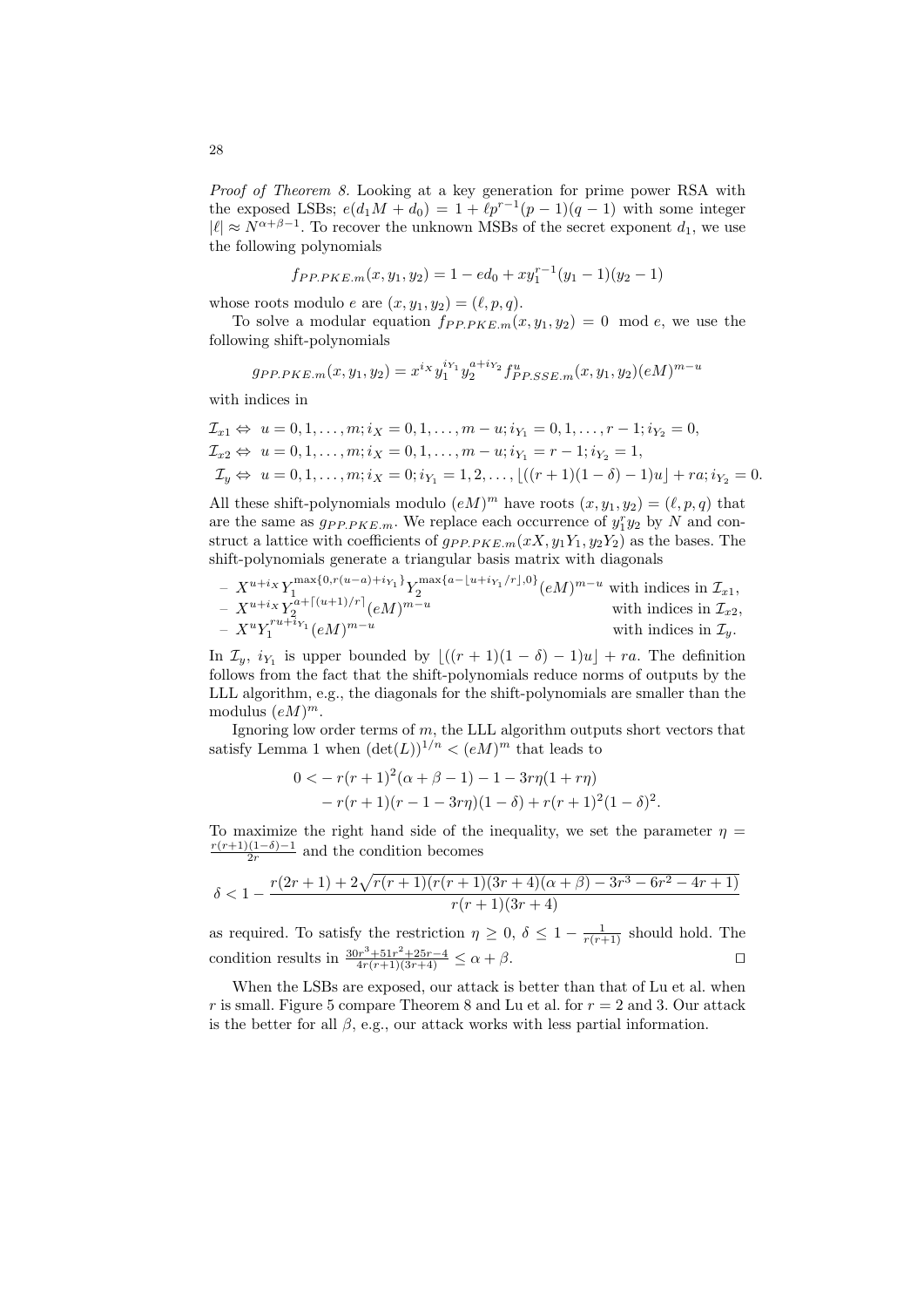*Proof of Theorem 8.* Looking at a key generation for prime power RSA with the exposed LSBs; $e(d_1 M + d_0) = 1 + \ell p^{r-1}(p-1)(q-1)$ with some integer $|\ell| \approx N^{\alpha+\beta-1}$. To recover the unknown MSBs of the secret exponent $d_1$, we use the following polynomials

$$f_{PP.PKE.m}(x, y_1, y_2) = 1 - ed_0 + xy_1^{r-1}(y_1 - 1)(y_2 - 1)$$

whose roots modulo $e$ are $(x, y_1, y_2) = (\ell, p, q)$.

To solve a modular equation $f_{PP.PKE.m}(x, y_1, y_2) = 0 \mod e$, we use the following shift-polynomials

$$g_{PP.PKE.m}(x, y_1, y_2) = x^{i_X} y_1^{i_{Y_1}} y_2^{a+i_{Y_2}} f_{PP.SSE.m}^u(x, y_1, y_2)(eM)^{m-u}$$

with indices in

$$\begin{aligned}
\mathcal{I}_{x1} &\Leftrightarrow\ u = 0, 1, \ldots, m; i_X = 0, 1, \ldots, m-u; i_{Y_1} = 0, 1, \ldots, r-1; i_{Y_2} = 0, \\
\mathcal{I}_{x2} &\Leftrightarrow\ u = 0, 1, \ldots, m; i_X = 0, 1, \ldots, m-u; i_{Y_1} = r-1; i_{Y_2} = 1, \\
\mathcal{I}_{y} &\Leftrightarrow\ u = 0, 1, \ldots, m; i_X = 0; i_{Y_1} = 1, 2, \ldots, \lfloor ((r+1)(1-\delta)-1)u \rfloor + ra; i_{Y_2} = 0.
\end{aligned}$$

All these shift-polynomials modulo $(eM)^m$ have roots $(x, y_1, y_2) = (\ell, p, q)$ that are the same as $g_{PP.PKE.m}$. We replace each occurrence of $y_1^r y_2$ by $N$ and construct a lattice with coefficients of $g_{PP.PKE.m}(xX, y_1 Y_1, y_2 Y_2)$ as the bases. The shift-polynomials generate a triangular basis matrix with diagonals

- $X^{u+i_X} Y_1^{\max\{0, r(u-a)+i_{Y_1}\}} Y_2^{\max\{a - \lfloor u + i_{Y_1}/r \rfloor, 0\}} (eM)^{m-u}$ with indices in $\mathcal{I}_{x1}$,
- $X^{u+i_X} Y_2^{a + \lceil (u+1)/r \rceil} (eM)^{m-u}$ with indices in $\mathcal{I}_{x2}$,
- $X^u Y_1^{ru + i_{Y_1}} (eM)^{m-u}$ with indices in $\mathcal{I}_y$.

In $\mathcal{I}_y$, $i_{Y_1}$ is upper bounded by $\lfloor ((r+1)(1-\delta)-1)u \rfloor + ra$. The definition follows from the fact that the shift-polynomials reduce norms of outputs by the LLL algorithm, e.g., the diagonals for the shift-polynomials are smaller than the modulus $(eM)^m$.

Ignoring low order terms of $m$, the LLL algorithm outputs short vectors that satisfy Lemma 1 when $(\det(L))^{1/n} < (eM)^m$ that leads to

$$\begin{aligned}
0 < &- r(r+1)^2(\alpha + \beta - 1) - 1 - 3r\eta(1 + r\eta) \\
&- r(r+1)(r - 1 - 3r\eta)(1 - \delta) + r(r+1)^2(1-\delta)^2.
\end{aligned}$$

To maximize the right hand side of the inequality, we set the parameter $\eta = \frac{r(r+1)(1-\delta)-1}{2r}$ and the condition becomes

$$\delta < 1 - \frac{r(2r+1) + 2\sqrt{r(r+1)(r(r+1)(3r+4)(\alpha+\beta) - 3r^3 - 6r^2 - 4r + 1)}}{r(r+1)(3r+4)}$$

as required. To satisfy the restriction $\eta \geq 0$, $\delta \leq 1 - \frac{1}{r(r+1)}$ should hold. The condition results in $\frac{30r^3 + 51r^2 + 25r - 4}{4r(r+1)(3r+4)} \leq \alpha + \beta$. $\square$

When the LSBs are exposed, our attack is better than that of Lu et al. when $r$ is small. Figure 5 compare Theorem 8 and Lu et al. for $r = 2$ and 3. Our attack is the better for all $\beta$, e.g., our attack works with less partial information.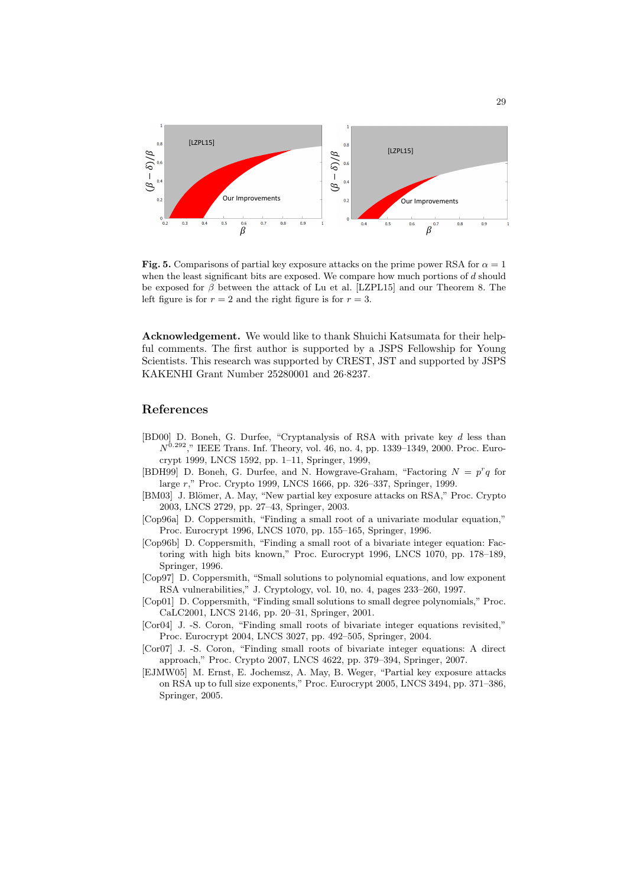**Fig. 5.** Comparisons of partial key exposure attacks on the prime power RSA for $\alpha = 1$ when the least significant bits are exposed. We compare how much portions of $d$ should be exposed for $\beta$ between the attack of Lu et al. [LZPL15] and our Theorem 8. The left figure is for $r = 2$ and the right figure is for $r = 3$.

**Acknowledgement.** We would like to thank Shuichi Katsumata for their helpful comments. The first author is supported by a JSPS Fellowship for Young Scientists. This research was supported by CREST, JST and supported by JSPS KAKENHI Grant Number 25280001 and 26·8237.

## References

- [BD00] D. Boneh, G. Durfee, "Cryptanalysis of RSA with private key $d$ less than $N^{0.292}$," IEEE Trans. Inf. Theory, vol. 46, no. 4, pp. 1339–1349, 2000. Proc. Eurocrypt 1999, LNCS 1592, pp. 1–11, Springer, 1999,
- [BDH99] D. Boneh, G. Durfee, and N. Howgrave-Graham, "Factoring $N = p^r q$ for large $r$," Proc. Crypto 1999, LNCS 1666, pp. 326–337, Springer, 1999.
- [BM03] J. Blömer, A. May, "New partial key exposure attacks on RSA," Proc. Crypto 2003, LNCS 2729, pp. 27–43, Springer, 2003.
- [Cop96a] D. Coppersmith, "Finding a small root of a univariate modular equation," Proc. Eurocrypt 1996, LNCS 1070, pp. 155–165, Springer, 1996.
- [Cop96b] D. Coppersmith, "Finding a small root of a bivariate integer equation: Factoring with high bits known," Proc. Eurocrypt 1996, LNCS 1070, pp. 178–189, Springer, 1996.
- [Cop97] D. Coppersmith, "Small solutions to polynomial equations, and low exponent RSA vulnerabilities," J. Cryptology, vol. 10, no. 4, pages 233–260, 1997.
- [Cop01] D. Coppersmith, "Finding small solutions to small degree polynomials," Proc. CaLC2001, LNCS 2146, pp. 20–31, Springer, 2001.
- [Cor04] J. -S. Coron, "Finding small roots of bivariate integer equations revisited," Proc. Eurocrypt 2004, LNCS 3027, pp. 492–505, Springer, 2004.
- [Cor07] J. -S. Coron, "Finding small roots of bivariate integer equations: A direct approach," Proc. Crypto 2007, LNCS 4622, pp. 379–394, Springer, 2007.
- [EJMW05] M. Ernst, E. Jochemsz, A. May, B. Weger, "Partial key exposure attacks on RSA up to full size exponents," Proc. Eurocrypt 2005, LNCS 3494, pp. 371–386, Springer, 2005.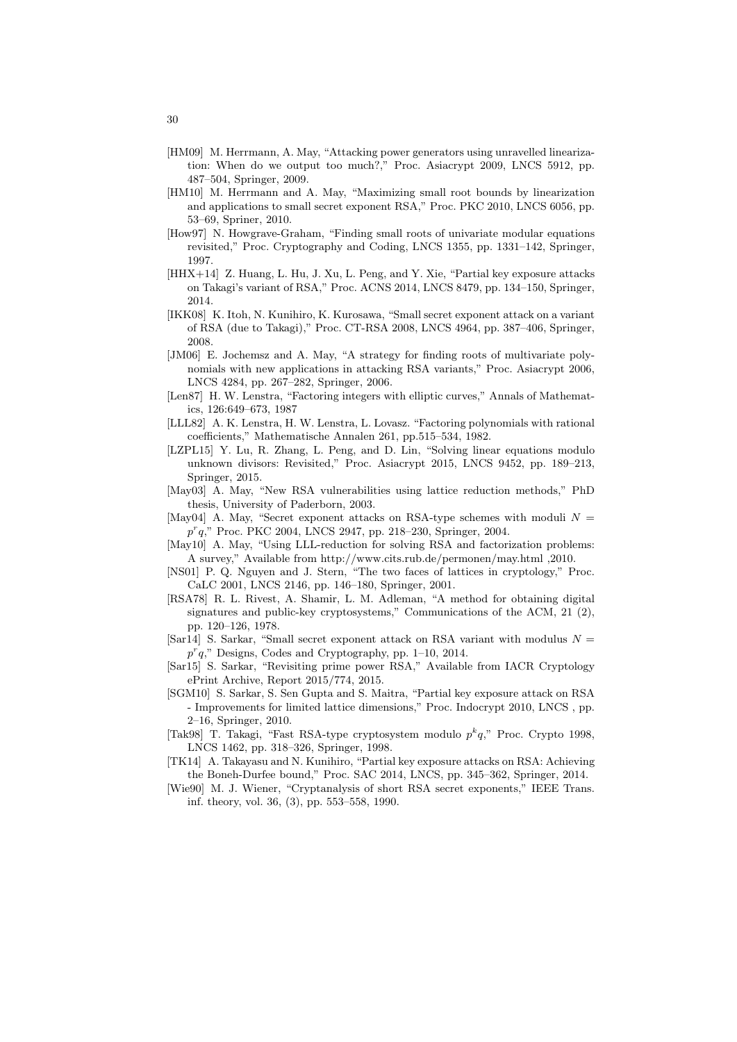[HM09] M. Herrmann, A. May, "Attacking power generators using unravelled linearization: When do we output too much?," Proc. Asiacrypt 2009, LNCS 5912, pp. 487–504, Springer, 2009.

[HM10] M. Herrmann and A. May, "Maximizing small root bounds by linearization and applications to small secret exponent RSA," Proc. PKC 2010, LNCS 6056, pp. 53–69, Spriner, 2010.

[How97] N. Howgrave-Graham, "Finding small roots of univariate modular equations revisited," Proc. Cryptography and Coding, LNCS 1355, pp. 1331–142, Springer, 1997.

[HHX+14] Z. Huang, L. Hu, J. Xu, L. Peng, and Y. Xie, "Partial key exposure attacks on Takagi's variant of RSA," Proc. ACNS 2014, LNCS 8479, pp. 134–150, Springer, 2014.

[IKK08] K. Itoh, N. Kunihiro, K. Kurosawa, "Small secret exponent attack on a variant of RSA (due to Takagi)," Proc. CT-RSA 2008, LNCS 4964, pp. 387–406, Springer, 2008.

[JM06] E. Jochemsz and A. May, "A strategy for finding roots of multivariate polynomials with new applications in attacking RSA variants," Proc. Asiacrypt 2006, LNCS 4284, pp. 267–282, Springer, 2006.

[Len87] H. W. Lenstra, "Factoring integers with elliptic curves," Annals of Mathematics, 126:649–673, 1987

[LLL82] A. K. Lenstra, H. W. Lenstra, L. Lovasz. "Factoring polynomials with rational coefficients," Mathematische Annalen 261, pp.515–534, 1982.

[LZPL15] Y. Lu, R. Zhang, L. Peng, and D. Lin, "Solving linear equations modulo unknown divisors: Revisited," Proc. Asiacrypt 2015, LNCS 9452, pp. 189–213, Springer, 2015.

[May03] A. May, "New RSA vulnerabilities using lattice reduction methods," PhD thesis, University of Paderborn, 2003.

[May04] A. May, "Secret exponent attacks on RSA-type schemes with moduli $N = p^r q$," Proc. PKC 2004, LNCS 2947, pp. 218–230, Springer, 2004.

[May10] A. May, "Using LLL-reduction for solving RSA and factorization problems: A survey," Available from http://www.cits.rub.de/permonen/may.html ,2010.

[NS01] P. Q. Nguyen and J. Stern, "The two faces of lattices in cryptology," Proc. CaLC 2001, LNCS 2146, pp. 146–180, Springer, 2001.

[RSA78] R. L. Rivest, A. Shamir, L. M. Adleman, "A method for obtaining digital signatures and public-key cryptosystems," Communications of the ACM, 21 (2), pp. 120–126, 1978.

[Sar14] S. Sarkar, "Small secret exponent attack on RSA variant with modulus $N = p^r q$," Designs, Codes and Cryptography, pp. 1–10, 2014.

[Sar15] S. Sarkar, "Revisiting prime power RSA," Available from IACR Cryptology ePrint Archive, Report 2015/774, 2015.

[SGM10] S. Sarkar, S. Sen Gupta and S. Maitra, "Partial key exposure attack on RSA - Improvements for limited lattice dimensions," Proc. Indocrypt 2010, LNCS , pp. 2–16, Springer, 2010.

[Tak98] T. Takagi, "Fast RSA-type cryptosystem modulo $p^k q$," Proc. Crypto 1998, LNCS 1462, pp. 318–326, Springer, 1998.

[TK14] A. Takayasu and N. Kunihiro, "Partial key exposure attacks on RSA: Achieving the Boneh-Durfee bound," Proc. SAC 2014, LNCS, pp. 345–362, Springer, 2014.

[Wie90] M. J. Wiener, "Cryptanalysis of short RSA secret exponents," IEEE Trans. inf. theory, vol. 36, (3), pp. 553–558, 1990.